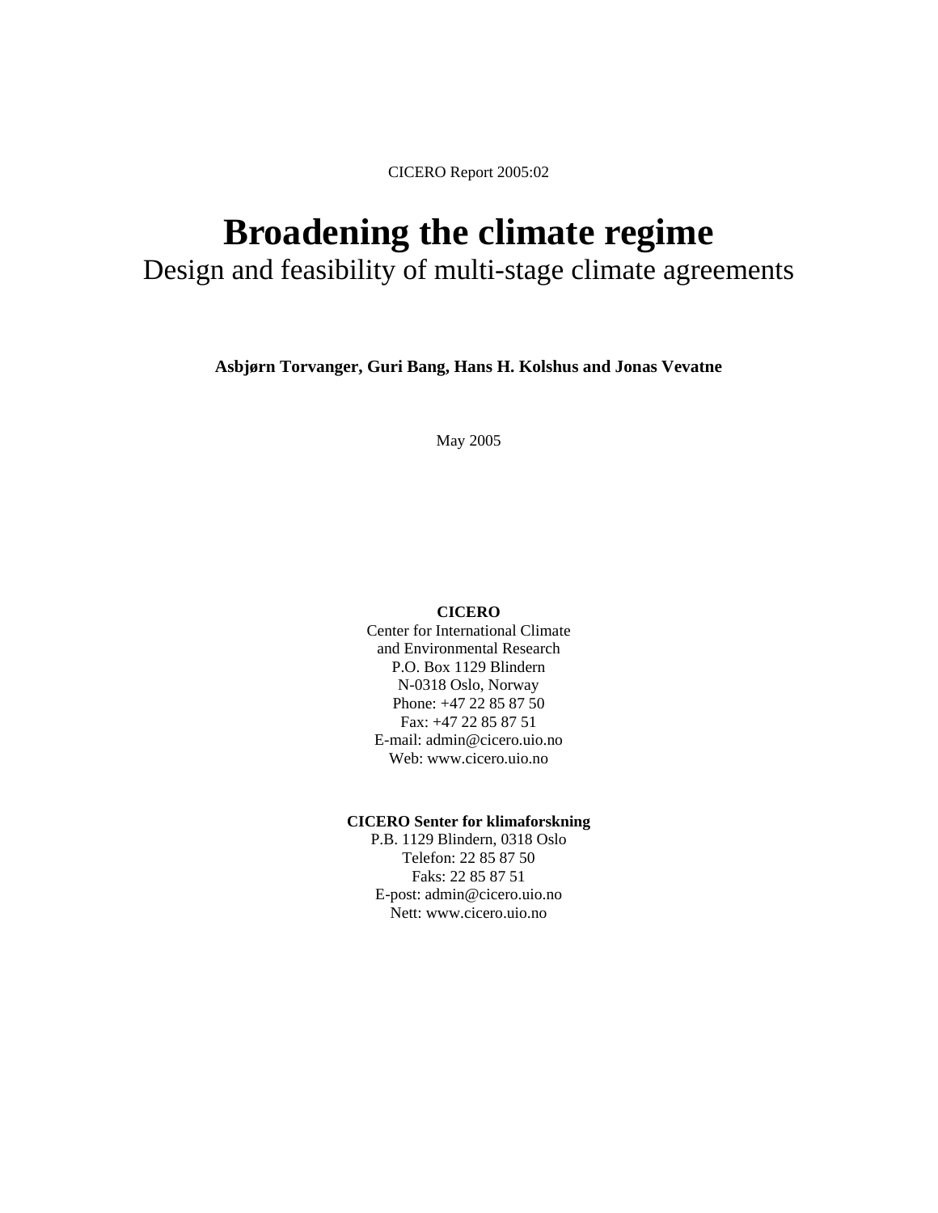CICERO Report 2005:02

# Broadening the climate regime

Design and feasibility of multi-stage climate agreements

**Asbjørn Torvanger, Guri Bang, Hans H. Kolshus and Jonas Vevatne**

May 2005

**CICERO**
Center for International Climate
and Environmental Research
P.O. Box 1129 Blindern
N-0318 Oslo, Norway
Phone: +47 22 85 87 50
Fax: +47 22 85 87 51
E-mail: admin@cicero.uio.no
Web: www.cicero.uio.no

**CICERO Senter for klimaforskning**
P.B. 1129 Blindern, 0318 Oslo
Telefon: 22 85 87 50
Faks: 22 85 87 51
E-post: admin@cicero.uio.no
Nett: www.cicero.uio.no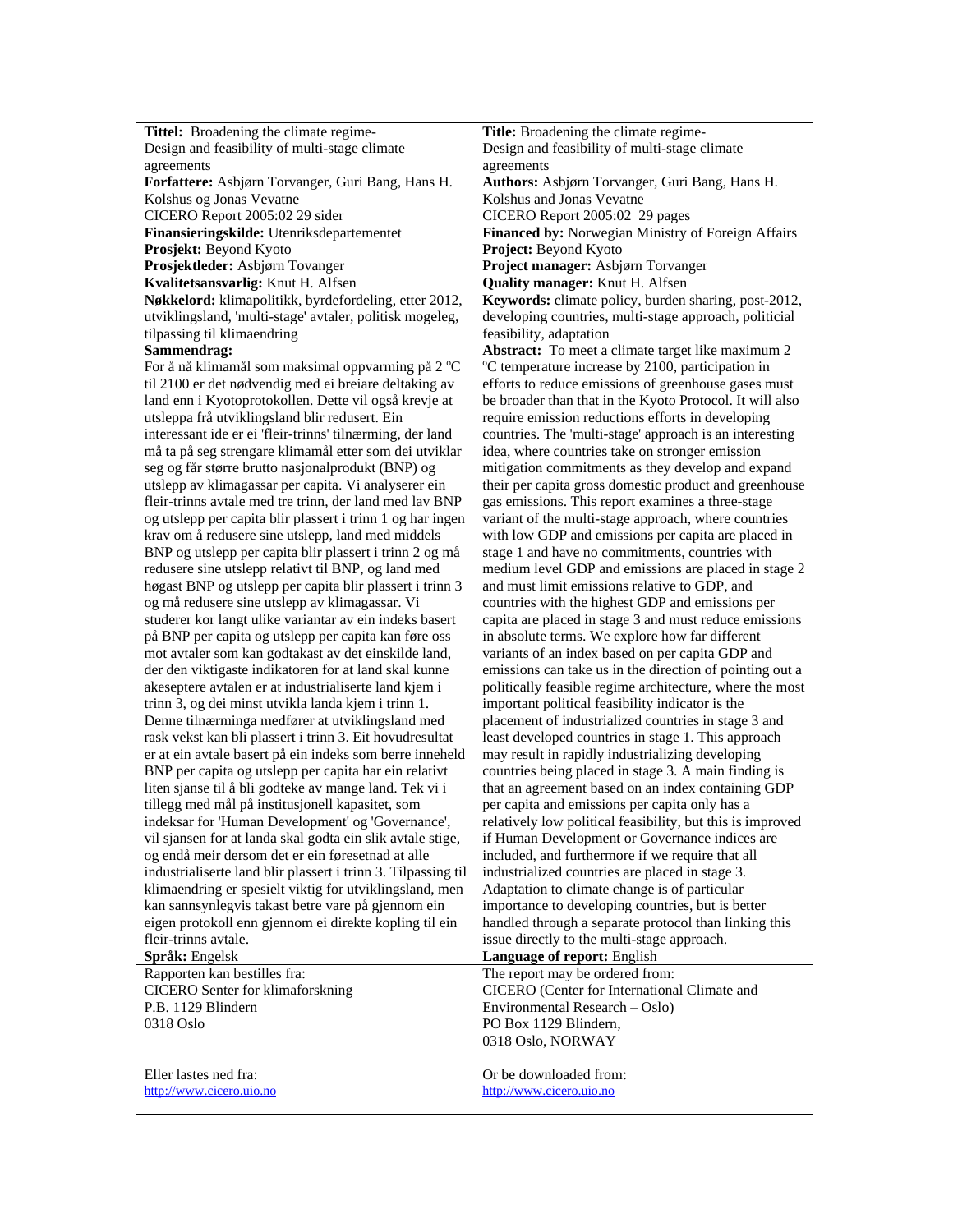**Tittel:** Broadening the climate regime-
Design and feasibility of multi-stage climate agreements

**Forfattere:** Asbjørn Torvanger, Guri Bang, Hans H. Kolshus og Jonas Vevatne

CICERO Report 2005:02 29 sider

**Finansieringskilde:** Utenriksdepartementet

**Prosjekt:** Beyond Kyoto

**Prosjektleder:** Asbjørn Tovanger

**Kvalitetsansvarlig:** Knut H. Alfsen

**Nøkkelord:** klimapolitikk, byrdefordeling, etter 2012, utviklingsland, 'multi-stage' avtaler, politisk mogeleg, tilpassing til klimaendring

**Sammendrag:**

For å nå klimamål som maksimal oppvarming på 2 ºC til 2100 er det nødvendig med ei breiare deltaking av land enn i Kyotoprotokollen. Dette vil også krevje at utsleppa frå utviklingsland blir redusert. Ein interessant ide er ei 'fleir-trinns' tilnærming, der land må ta på seg strengare klimamål etter som dei utviklar seg og får større brutto nasjonalprodukt (BNP) og utslepp av klimagassar per capita. Vi analyserer ein fleir-trinns avtale med tre trinn, der land med lav BNP og utslepp per capita blir plassert i trinn 1 og har ingen krav om å redusere sine utslepp, land med middels BNP og utslepp per capita blir plassert i trinn 2 og må redusere sine utslepp relativt til BNP, og land med høgast BNP og utslepp per capita blir plassert i trinn 3 og må redusere sine utslepp av klimagassar. Vi studerer kor langt ulike variantar av ein indeks basert på BNP per capita og utslepp per capita kan føre oss mot avtaler som kan godtakast av det einskilde land, der den viktigaste indikatoren for at land skal kunne akeseptere avtalen er at industrialiserte land kjem i trinn 3, og dei minst utvikla landa kjem i trinn 1. Denne tilnærminga medfører at utviklingsland med rask vekst kan bli plassert i trinn 3. Eit hovudresultat er at ein avtale basert på ein indeks som berre inneheld BNP per capita og utslepp per capita har ein relativt liten sjanse til å bli godteke av mange land. Tek vi i tillegg med mål på institusjonell kapasitet, som indeksar for 'Human Development' og 'Governance', vil sjansen for at landa skal godta ein slik avtale stige, og endå meir dersom det er ein føresetnad at alle industrialiserte land blir plassert i trinn 3. Tilpassing til klimaendring er spesielt viktig for utviklingsland, men kan sannsynlegvis takast betre vare på gjennom ein eigen protokoll enn gjennom ei direkte kopling til ein fleir-trinns avtale.

**Språk:** Engelsk

Rapporten kan bestilles fra:
CICERO Senter for klimaforskning
P.B. 1129 Blindern
0318 Oslo

Eller lastes ned fra:
http://www.cicero.uio.no

---

**Title:** Broadening the climate regime-
Design and feasibility of multi-stage climate agreements

**Authors:** Asbjørn Torvanger, Guri Bang, Hans H. Kolshus and Jonas Vevatne

CICERO Report 2005:02 29 pages

**Financed by:** Norwegian Ministry of Foreign Affairs

**Project:** Beyond Kyoto

**Project manager:** Asbjørn Torvanger

**Quality manager:** Knut H. Alfsen

**Keywords:** climate policy, burden sharing, post-2012, developing countries, multi-stage approach, politicial feasibility, adaptation

**Abstract:** To meet a climate target like maximum 2 ºC temperature increase by 2100, participation in efforts to reduce emissions of greenhouse gases must be broader than that in the Kyoto Protocol. It will also require emission reductions efforts in developing countries. The 'multi-stage' approach is an interesting idea, where countries take on stronger emission mitigation commitments as they develop and expand their per capita gross domestic product and greenhouse gas emissions. This report examines a three-stage variant of the multi-stage approach, where countries with low GDP and emissions per capita are placed in stage 1 and have no commitments, countries with medium level GDP and emissions are placed in stage 2 and must limit emissions relative to GDP, and countries with the highest GDP and emissions per capita are placed in stage 3 and must reduce emissions in absolute terms. We explore how far different variants of an index based on per capita GDP and emissions can take us in the direction of pointing out a politically feasible regime architecture, where the most important political feasibility indicator is the placement of industrialized countries in stage 3 and least developed countries in stage 1. This approach may result in rapidly industrializing developing countries being placed in stage 3. A main finding is that an agreement based on an index containing GDP per capita and emissions per capita only has a relatively low political feasibility, but this is improved if Human Development or Governance indices are included, and furthermore if we require that all industrialized countries are placed in stage 3. Adaptation to climate change is of particular importance to developing countries, but is better handled through a separate protocol than linking this issue directly to the multi-stage approach.

**Language of report:** English

The report may be ordered from:
CICERO (Center for International Climate and Environmental Research – Oslo)
PO Box 1129 Blindern,
0318 Oslo, NORWAY

Or be downloaded from:
http://www.cicero.uio.no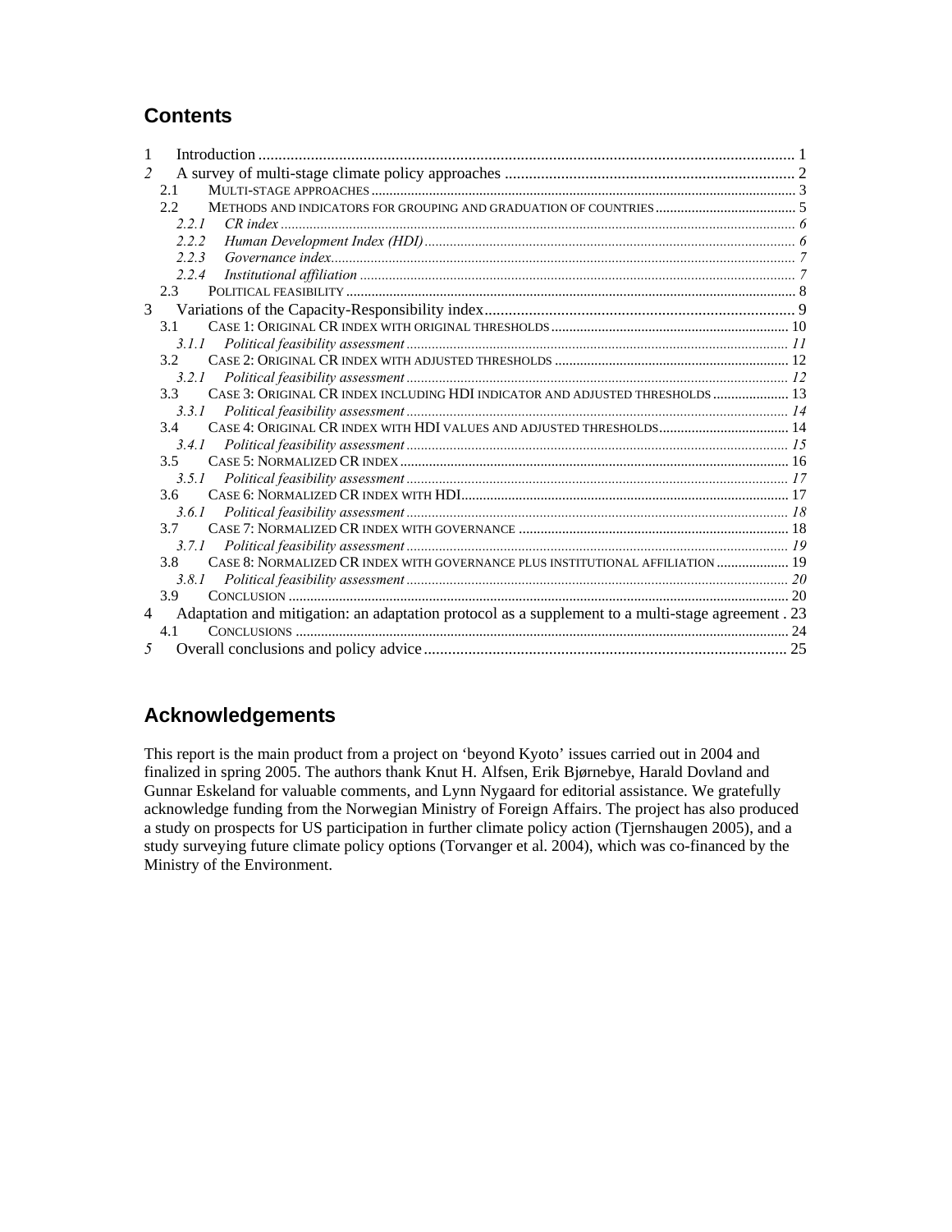## Contents

1 Introduction ..... 1
*2* A survey of multi-stage climate policy approaches ..... 2
- 2.1 Multi-stage approaches ..... 3
- 2.2 Methods and indicators for grouping and graduation of countries ..... 5
  - *2.2.1 CR index* ..... *6*
  - *2.2.2 Human Development Index (HDI)* ..... *6*
  - *2.2.3 Governance index* ..... *7*
  - *2.2.4 Institutional affiliation* ..... *7*
- 2.3 Political feasibility ..... 8

3 Variations of the Capacity-Responsibility index ..... 9
- 3.1 Case 1: Original CR index with original thresholds ..... 10
  - *3.1.1 Political feasibility assessment* ..... *11*
- 3.2 Case 2: Original CR index with adjusted thresholds ..... 12
  - *3.2.1 Political feasibility assessment* ..... *12*
- 3.3 Case 3: Original CR index including HDI indicator and adjusted thresholds ..... 13
  - *3.3.1 Political feasibility assessment* ..... *14*
- 3.4 Case 4: Original CR index with HDI values and adjusted thresholds ..... 14
  - *3.4.1 Political feasibility assessment* ..... *15*
- 3.5 Case 5: Normalized CR index ..... 16
  - *3.5.1 Political feasibility assessment* ..... *17*
- 3.6 Case 6: Normalized CR index with HDI ..... 17
  - *3.6.1 Political feasibility assessment* ..... *18*
- 3.7 Case 7: Normalized CR index with governance ..... 18
  - *3.7.1 Political feasibility assessment* ..... *19*
- 3.8 Case 8: Normalized CR index with governance plus institutional affiliation ..... 19
  - *3.8.1 Political feasibility assessment* ..... *20*
- 3.9 Conclusion ..... 20

4 Adaptation and mitigation: an adaptation protocol as a supplement to a multi-stage agreement ..... 23
- 4.1 Conclusions ..... 24

*5* Overall conclusions and policy advice ..... 25

## Acknowledgements

This report is the main product from a project on 'beyond Kyoto' issues carried out in 2004 and finalized in spring 2005. The authors thank Knut H. Alfsen, Erik Bjørnebye, Harald Dovland and Gunnar Eskeland for valuable comments, and Lynn Nygaard for editorial assistance. We gratefully acknowledge funding from the Norwegian Ministry of Foreign Affairs. The project has also produced a study on prospects for US participation in further climate policy action (Tjernshaugen 2005), and a study surveying future climate policy options (Torvanger et al. 2004), which was co-financed by the Ministry of the Environment.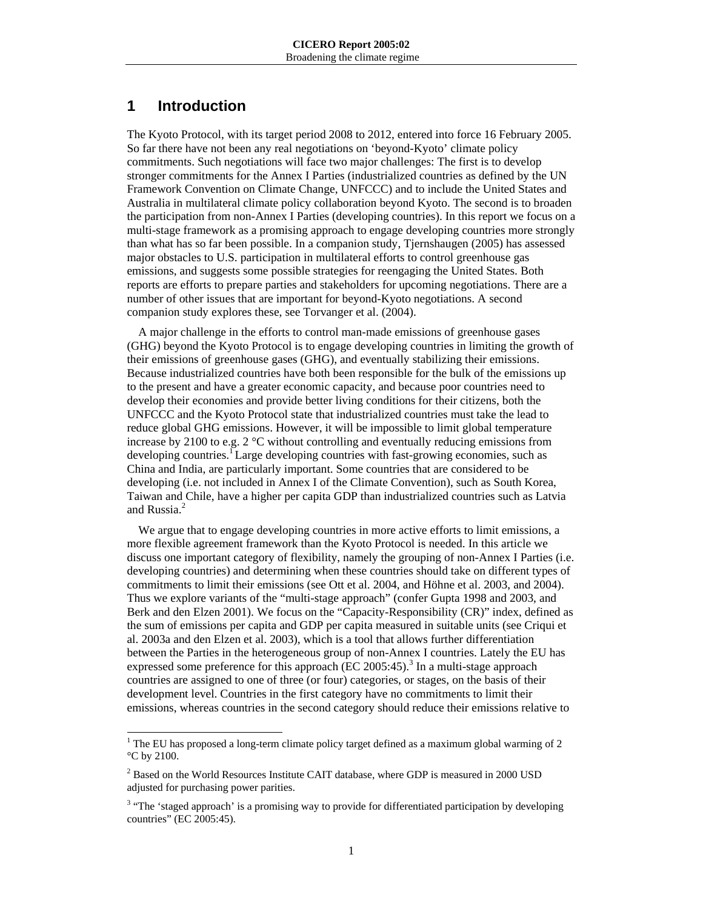# 1 Introduction

The Kyoto Protocol, with its target period 2008 to 2012, entered into force 16 February 2005. So far there have not been any real negotiations on 'beyond-Kyoto' climate policy commitments. Such negotiations will face two major challenges: The first is to develop stronger commitments for the Annex I Parties (industrialized countries as defined by the UN Framework Convention on Climate Change, UNFCCC) and to include the United States and Australia in multilateral climate policy collaboration beyond Kyoto. The second is to broaden the participation from non-Annex I Parties (developing countries). In this report we focus on a multi-stage framework as a promising approach to engage developing countries more strongly than what has so far been possible. In a companion study, Tjernshaugen (2005) has assessed major obstacles to U.S. participation in multilateral efforts to control greenhouse gas emissions, and suggests some possible strategies for reengaging the United States. Both reports are efforts to prepare parties and stakeholders for upcoming negotiations. There are a number of other issues that are important for beyond-Kyoto negotiations. A second companion study explores these, see Torvanger et al. (2004).

A major challenge in the efforts to control man-made emissions of greenhouse gases (GHG) beyond the Kyoto Protocol is to engage developing countries in limiting the growth of their emissions of greenhouse gases (GHG), and eventually stabilizing their emissions. Because industrialized countries have both been responsible for the bulk of the emissions up to the present and have a greater economic capacity, and because poor countries need to develop their economies and provide better living conditions for their citizens, both the UNFCCC and the Kyoto Protocol state that industrialized countries must take the lead to reduce global GHG emissions. However, it will be impossible to limit global temperature increase by 2100 to e.g. 2 °C without controlling and eventually reducing emissions from developing countries.[1] Large developing countries with fast-growing economies, such as China and India, are particularly important. Some countries that are considered to be developing (i.e. not included in Annex I of the Climate Convention), such as South Korea, Taiwan and Chile, have a higher per capita GDP than industrialized countries such as Latvia and Russia.[2]

We argue that to engage developing countries in more active efforts to limit emissions, a more flexible agreement framework than the Kyoto Protocol is needed. In this article we discuss one important category of flexibility, namely the grouping of non-Annex I Parties (i.e. developing countries) and determining when these countries should take on different types of commitments to limit their emissions (see Ott et al. 2004, and Höhne et al. 2003, and 2004). Thus we explore variants of the "multi-stage approach" (confer Gupta 1998 and 2003, and Berk and den Elzen 2001). We focus on the "Capacity-Responsibility (CR)" index, defined as the sum of emissions per capita and GDP per capita measured in suitable units (see Criqui et al. 2003a and den Elzen et al. 2003), which is a tool that allows further differentiation between the Parties in the heterogeneous group of non-Annex I countries. Lately the EU has expressed some preference for this approach (EC 2005:45).[3] In a multi-stage approach countries are assigned to one of three (or four) categories, or stages, on the basis of their development level. Countries in the first category have no commitments to limit their emissions, whereas countries in the second category should reduce their emissions relative to

[1] The EU has proposed a long-term climate policy target defined as a maximum global warming of 2 °C by 2100.

[2] Based on the World Resources Institute CAIT database, where GDP is measured in 2000 USD adjusted for purchasing power parities.

[3] "The 'staged approach' is a promising way to provide for differentiated participation by developing countries" (EC 2005:45).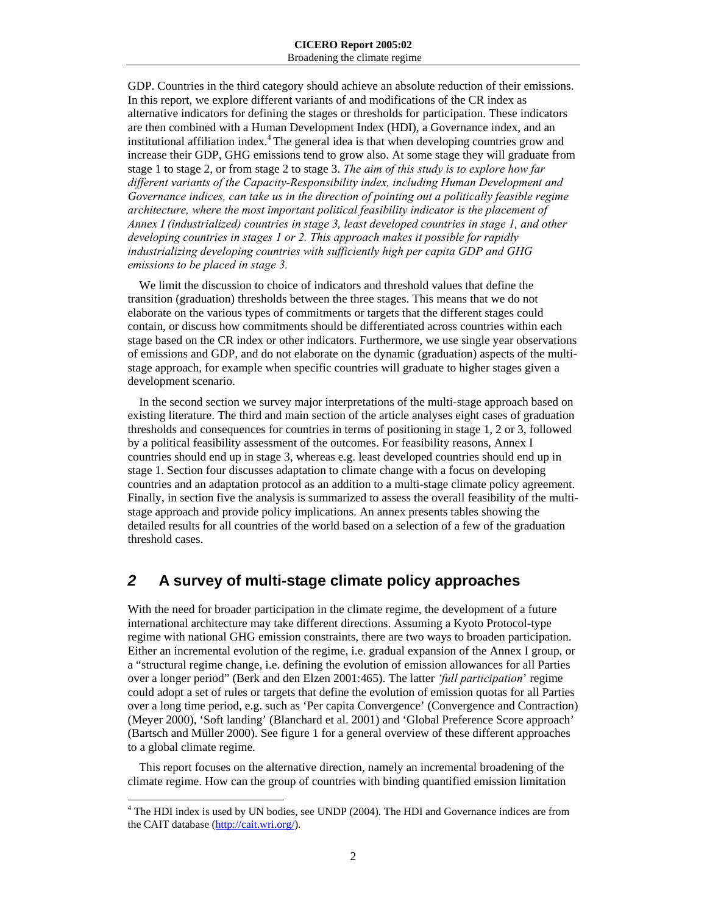GDP. Countries in the third category should achieve an absolute reduction of their emissions. In this report, we explore different variants of and modifications of the CR index as alternative indicators for defining the stages or thresholds for participation. These indicators are then combined with a Human Development Index (HDI), a Governance index, and an institutional affiliation index.[4] The general idea is that when developing countries grow and increase their GDP, GHG emissions tend to grow also. At some stage they will graduate from stage 1 to stage 2, or from stage 2 to stage 3. *The aim of this study is to explore how far different variants of the Capacity-Responsibility index, including Human Development and Governance indices, can take us in the direction of pointing out a politically feasible regime architecture, where the most important political feasibility indicator is the placement of Annex I (industrialized) countries in stage 3, least developed countries in stage 1, and other developing countries in stages 1 or 2. This approach makes it possible for rapidly industrializing developing countries with sufficiently high per capita GDP and GHG emissions to be placed in stage 3.*

We limit the discussion to choice of indicators and threshold values that define the transition (graduation) thresholds between the three stages. This means that we do not elaborate on the various types of commitments or targets that the different stages could contain, or discuss how commitments should be differentiated across countries within each stage based on the CR index or other indicators. Furthermore, we use single year observations of emissions and GDP, and do not elaborate on the dynamic (graduation) aspects of the multi-stage approach, for example when specific countries will graduate to higher stages given a development scenario.

In the second section we survey major interpretations of the multi-stage approach based on existing literature. The third and main section of the article analyses eight cases of graduation thresholds and consequences for countries in terms of positioning in stage 1, 2 or 3, followed by a political feasibility assessment of the outcomes. For feasibility reasons, Annex I countries should end up in stage 3, whereas e.g. least developed countries should end up in stage 1. Section four discusses adaptation to climate change with a focus on developing countries and an adaptation protocol as an addition to a multi-stage climate policy agreement. Finally, in section five the analysis is summarized to assess the overall feasibility of the multi-stage approach and provide policy implications. An annex presents tables showing the detailed results for all countries of the world based on a selection of a few of the graduation threshold cases.

## 2 A survey of multi-stage climate policy approaches

With the need for broader participation in the climate regime, the development of a future international architecture may take different directions. Assuming a Kyoto Protocol-type regime with national GHG emission constraints, there are two ways to broaden participation. Either an incremental evolution of the regime, i.e. gradual expansion of the Annex I group, or a "structural regime change, i.e. defining the evolution of emission allowances for all Parties over a longer period" (Berk and den Elzen 2001:465). The latter *'full participation*' regime could adopt a set of rules or targets that define the evolution of emission quotas for all Parties over a long time period, e.g. such as 'Per capita Convergence' (Convergence and Contraction) (Meyer 2000), 'Soft landing' (Blanchard et al. 2001) and 'Global Preference Score approach' (Bartsch and Müller 2000). See figure 1 for a general overview of these different approaches to a global climate regime.

This report focuses on the alternative direction, namely an incremental broadening of the climate regime. How can the group of countries with binding quantified emission limitation

---

[4] The HDI index is used by UN bodies, see UNDP (2004). The HDI and Governance indices are from the CAIT database (http://cait.wri.org/).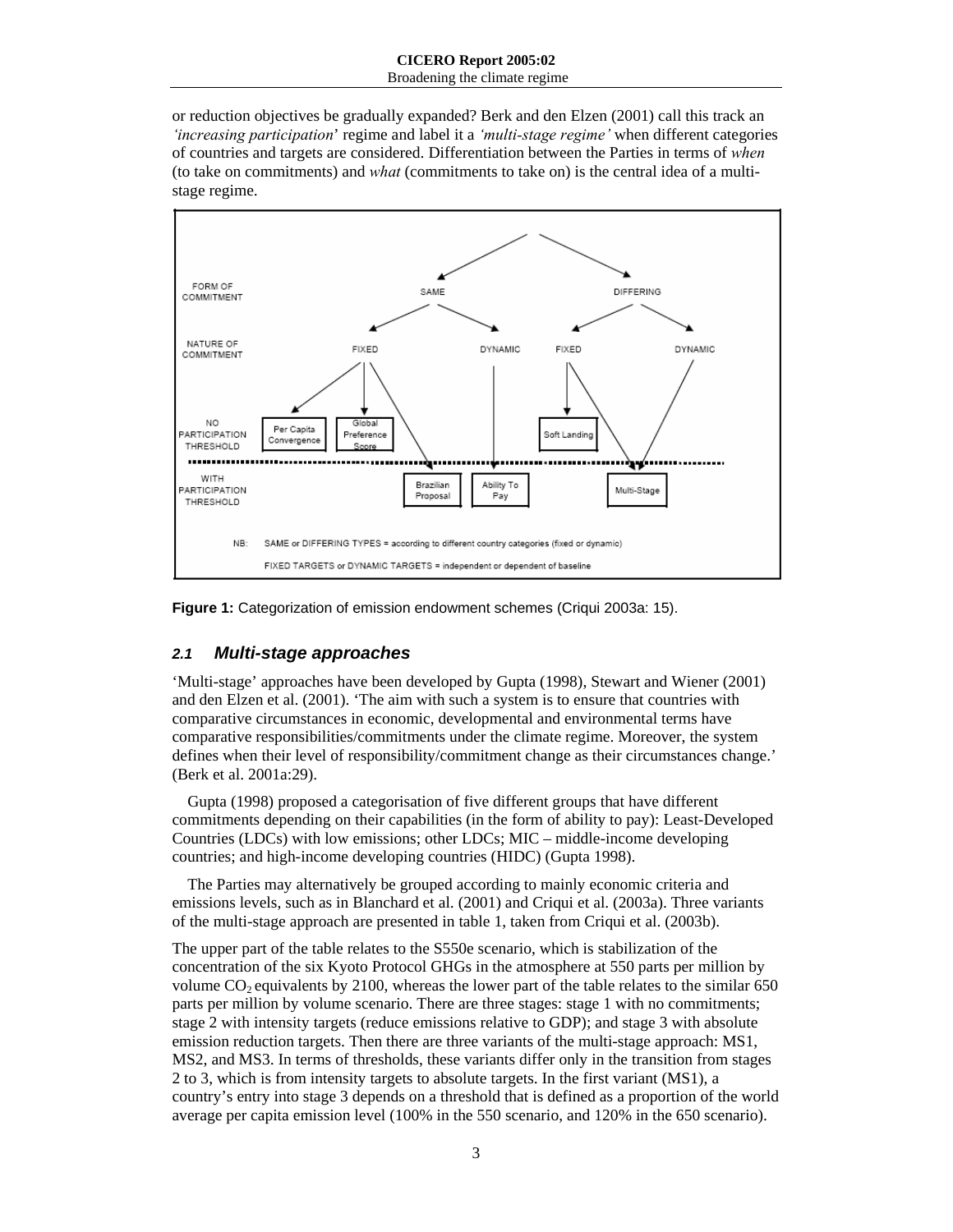or reduction objectives be gradually expanded? Berk and den Elzen (2001) call this track an *'increasing participation'* regime and label it a *'multi-stage regime'* when different categories of countries and targets are considered. Differentiation between the Parties in terms of *when* (to take on commitments) and *what* (commitments to take on) is the central idea of a multi-stage regime.

**Figure 1:** Categorization of emission endowment schemes (Criqui 2003a: 15).

## 2.1 Multi-stage approaches

'Multi-stage' approaches have been developed by Gupta (1998), Stewart and Wiener (2001) and den Elzen et al. (2001). 'The aim with such a system is to ensure that countries with comparative circumstances in economic, developmental and environmental terms have comparative responsibilities/commitments under the climate regime. Moreover, the system defines when their level of responsibility/commitment change as their circumstances change.' (Berk et al. 2001a:29).

Gupta (1998) proposed a categorisation of five different groups that have different commitments depending on their capabilities (in the form of ability to pay): Least-Developed Countries (LDCs) with low emissions; other LDCs; MIC – middle-income developing countries; and high-income developing countries (HIDC) (Gupta 1998).

The Parties may alternatively be grouped according to mainly economic criteria and emissions levels, such as in Blanchard et al. (2001) and Criqui et al. (2003a). Three variants of the multi-stage approach are presented in table 1, taken from Criqui et al. (2003b).

The upper part of the table relates to the S550e scenario, which is stabilization of the concentration of the six Kyoto Protocol GHGs in the atmosphere at 550 parts per million by volume $CO_2$ equivalents by 2100, whereas the lower part of the table relates to the similar 650 parts per million by volume scenario. There are three stages: stage 1 with no commitments; stage 2 with intensity targets (reduce emissions relative to GDP); and stage 3 with absolute emission reduction targets. Then there are three variants of the multi-stage approach: MS1, MS2, and MS3. In terms of thresholds, these variants differ only in the transition from stages 2 to 3, which is from intensity targets to absolute targets. In the first variant (MS1), a country's entry into stage 3 depends on a threshold that is defined as a proportion of the world average per capita emission level (100% in the 550 scenario, and 120% in the 650 scenario).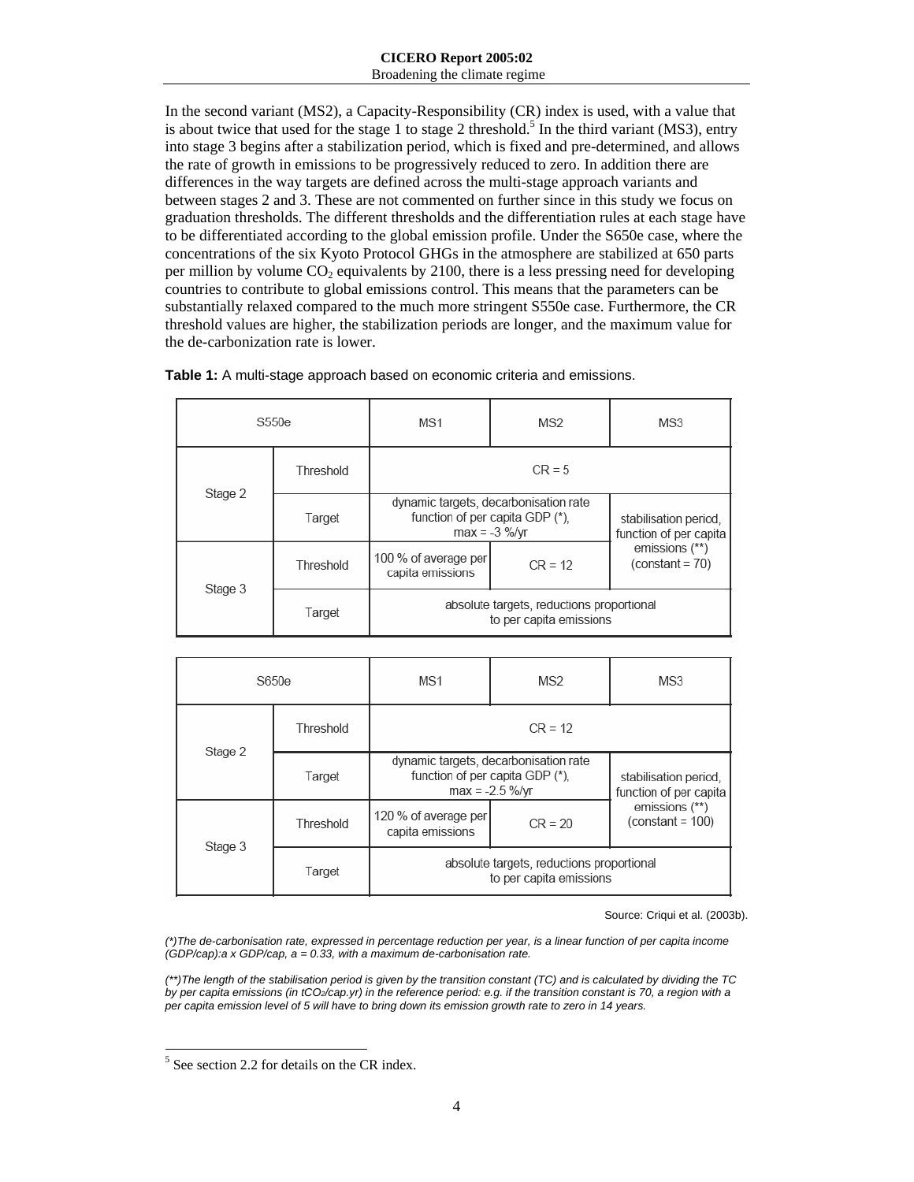In the second variant (MS2), a Capacity-Responsibility (CR) index is used, with a value that is about twice that used for the stage 1 to stage 2 threshold.[5] In the third variant (MS3), entry into stage 3 begins after a stabilization period, which is fixed and pre-determined, and allows the rate of growth in emissions to be progressively reduced to zero. In addition there are differences in the way targets are defined across the multi-stage approach variants and between stages 2 and 3. These are not commented on further since in this study we focus on graduation thresholds. The different thresholds and the differentiation rules at each stage have to be differentiated according to the global emission profile. Under the S650e case, where the concentrations of the six Kyoto Protocol GHGs in the atmosphere are stabilized at 650 parts per million by volume $CO_2$ equivalents by 2100, there is a less pressing need for developing countries to contribute to global emissions control. This means that the parameters can be substantially relaxed compared to the much more stringent S550e case. Furthermore, the CR threshold values are higher, the stabilization periods are longer, and the maximum value for the de-carbonization rate is lower.

**Table 1:** A multi-stage approach based on economic criteria and emissions.

| S550e | | MS1 | MS2 | MS3 |
|---|---|---|---|---|
| Stage 2 | Threshold | CR = 5 | | |
| | Target | dynamic targets, decarbonisation rate function of per capita GDP (*), max = -3 %/yr | | stabilisation period, function of per capita emissions (**) (constant = 70) |
| Stage 3 | Threshold | 100 % of average per capita emissions | CR = 12 | |
| | Target | absolute targets, reductions proportional to per capita emissions | | |

| S650e | | MS1 | MS2 | MS3 |
|---|---|---|---|---|
| Stage 2 | Threshold | CR = 12 | | |
| | Target | dynamic targets, decarbonisation rate function of per capita GDP (*), max = -2.5 %/yr | | stabilisation period, function of per capita emissions (**) (constant = 100) |
| Stage 3 | Threshold | 120 % of average per capita emissions | CR = 20 | |
| | Target | absolute targets, reductions proportional to per capita emissions | | |

Source: Criqui et al. (2003b).

*(\*)The de-carbonisation rate, expressed in percentage reduction per year, is a linear function of per capita income (GDP/cap):a x GDP/cap, a = 0.33, with a maximum de-carbonisation rate.*

*(\*\*)The length of the stabilisation period is given by the transition constant (TC) and is calculated by dividing the TC by per capita emissions (in $tCO_2$/cap.yr) in the reference period: e.g. if the transition constant is 70, a region with a per capita emission level of 5 will have to bring down its emission growth rate to zero in 14 years.*

[5] See section 2.2 for details on the CR index.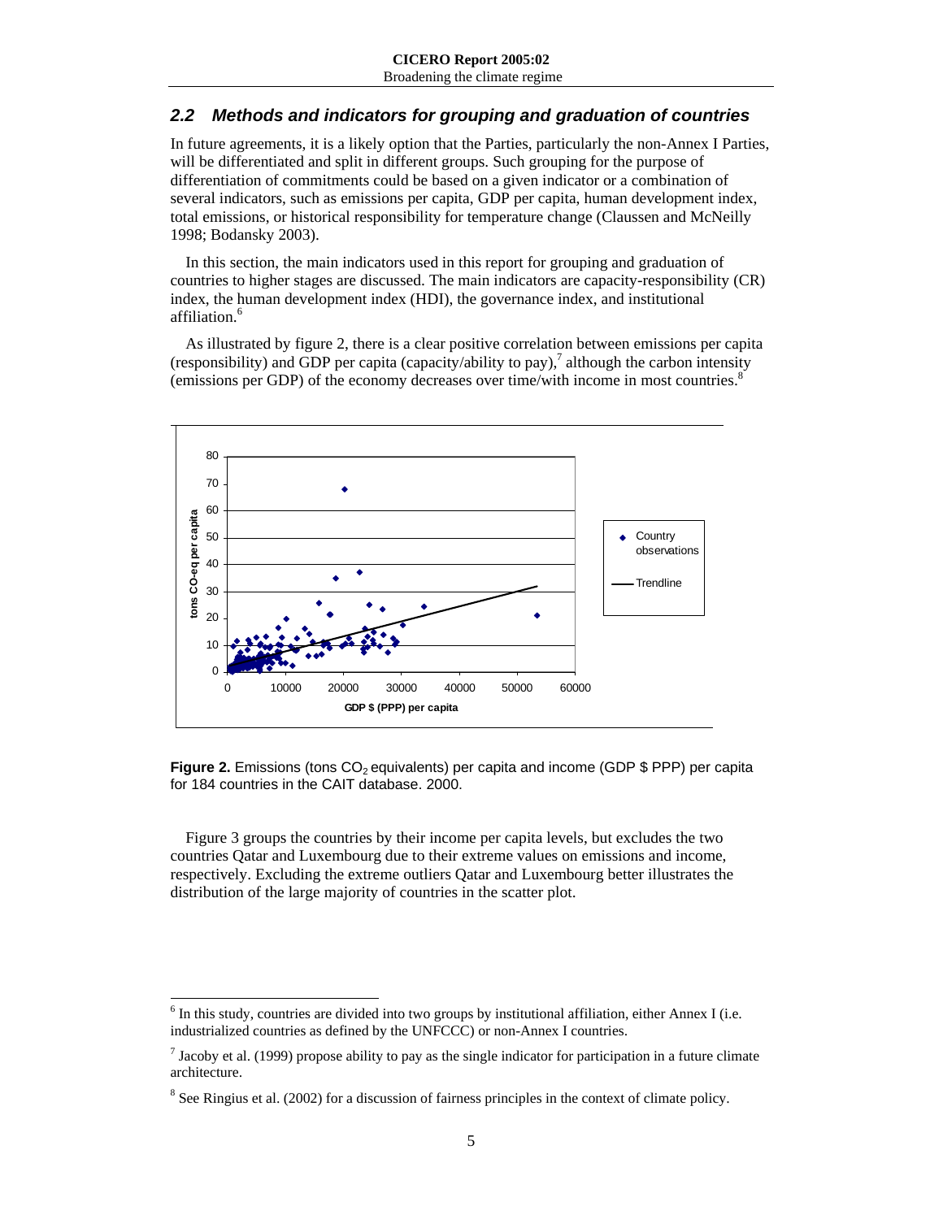## 2.2 Methods and indicators for grouping and graduation of countries

In future agreements, it is a likely option that the Parties, particularly the non-Annex I Parties, will be differentiated and split in different groups. Such grouping for the purpose of differentiation of commitments could be based on a given indicator or a combination of several indicators, such as emissions per capita, GDP per capita, human development index, total emissions, or historical responsibility for temperature change (Claussen and McNeilly 1998; Bodansky 2003).

In this section, the main indicators used in this report for grouping and graduation of countries to higher stages are discussed. The main indicators are capacity-responsibility (CR) index, the human development index (HDI), the governance index, and institutional affiliation.[6]

As illustrated by figure 2, there is a clear positive correlation between emissions per capita (responsibility) and GDP per capita (capacity/ability to pay),[7] although the carbon intensity (emissions per GDP) of the economy decreases over time/with income in most countries.[8]

**Figure 2.** Emissions (tons $CO_2$ equivalents) per capita and income (GDP $ PPP) per capita for 184 countries in the CAIT database. 2000.

Figure 3 groups the countries by their income per capita levels, but excludes the two countries Qatar and Luxembourg due to their extreme values on emissions and income, respectively. Excluding the extreme outliers Qatar and Luxembourg better illustrates the distribution of the large majority of countries in the scatter plot.

---

[6] In this study, countries are divided into two groups by institutional affiliation, either Annex I (i.e. industrialized countries as defined by the UNFCCC) or non-Annex I countries.

[7] Jacoby et al. (1999) propose ability to pay as the single indicator for participation in a future climate architecture.

[8] See Ringius et al. (2002) for a discussion of fairness principles in the context of climate policy.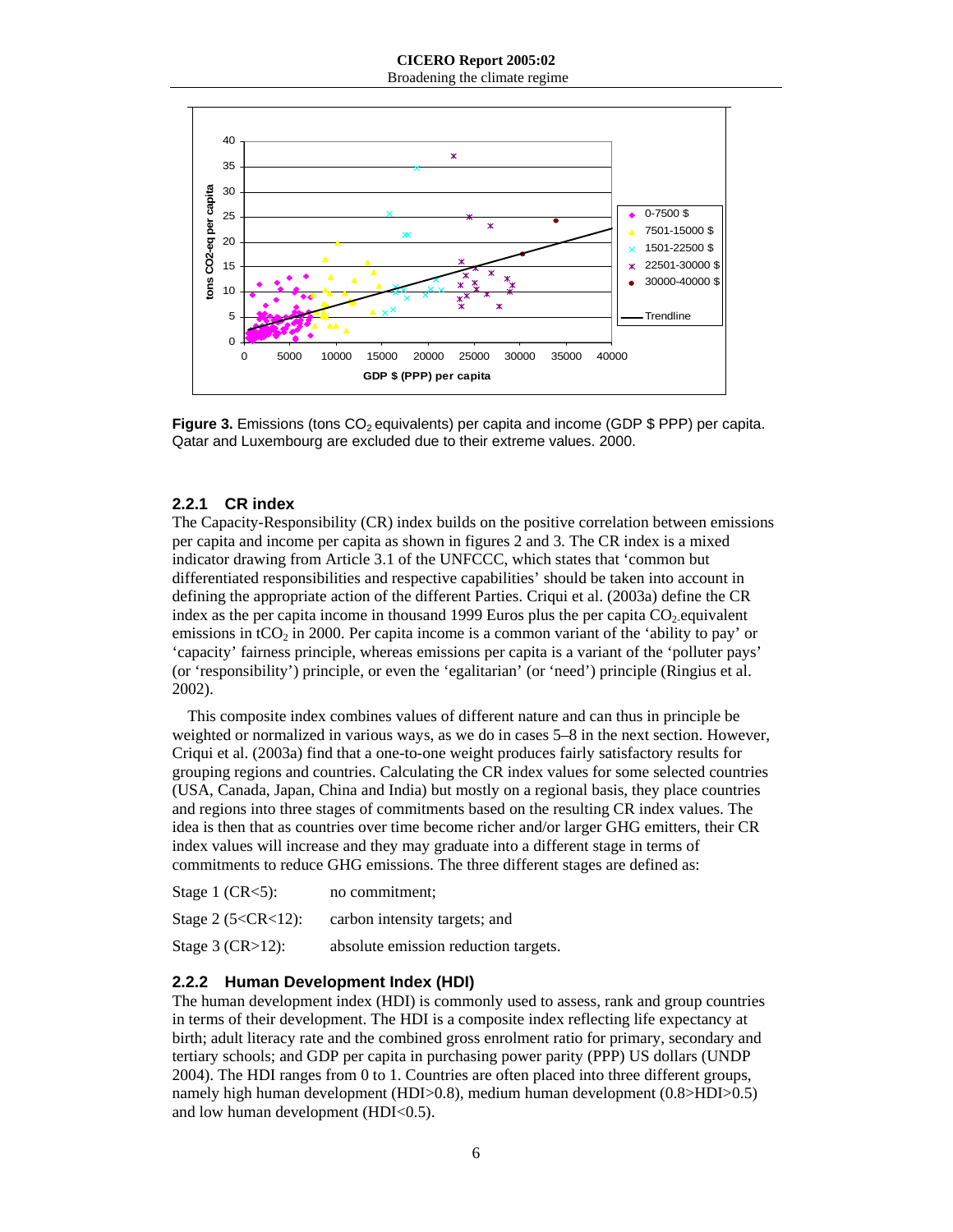**Figure 3.** Emissions (tons $CO_2$ equivalents) per capita and income (GDP $ PPP) per capita. Qatar and Luxembourg are excluded due to their extreme values. 2000.

### 2.2.1 CR index

The Capacity-Responsibility (CR) index builds on the positive correlation between emissions per capita and income per capita as shown in figures 2 and 3. The CR index is a mixed indicator drawing from Article 3.1 of the UNFCCC, which states that 'common but differentiated responsibilities and respective capabilities' should be taken into account in defining the appropriate action of the different Parties. Criqui et al. (2003a) define the CR index as the per capita income in thousand 1999 Euros plus the per capita $CO_2$ equivalent emissions in $tCO_2$ in 2000. Per capita income is a common variant of the 'ability to pay' or 'capacity' fairness principle, whereas emissions per capita is a variant of the 'polluter pays' (or 'responsibility') principle, or even the 'egalitarian' (or 'need') principle (Ringius et al. 2002).

This composite index combines values of different nature and can thus in principle be weighted or normalized in various ways, as we do in cases 5–8 in the next section. However, Criqui et al. (2003a) find that a one-to-one weight produces fairly satisfactory results for grouping regions and countries. Calculating the CR index values for some selected countries (USA, Canada, Japan, China and India) but mostly on a regional basis, they place countries and regions into three stages of commitments based on the resulting CR index values. The idea is then that as countries over time become richer and/or larger GHG emitters, their CR index values will increase and they may graduate into a different stage in terms of commitments to reduce GHG emissions. The three different stages are defined as:

| | |
|---|---|
| Stage 1 (CR<5): | no commitment; |
| Stage 2 (5<CR<12): | carbon intensity targets; and |
| Stage 3 (CR>12): | absolute emission reduction targets. |

### 2.2.2 Human Development Index (HDI)

The human development index (HDI) is commonly used to assess, rank and group countries in terms of their development. The HDI is a composite index reflecting life expectancy at birth; adult literacy rate and the combined gross enrolment ratio for primary, secondary and tertiary schools; and GDP per capita in purchasing power parity (PPP) US dollars (UNDP 2004). The HDI ranges from 0 to 1. Countries are often placed into three different groups, namely high human development (HDI>0.8), medium human development (0.8>HDI>0.5) and low human development (HDI<0.5).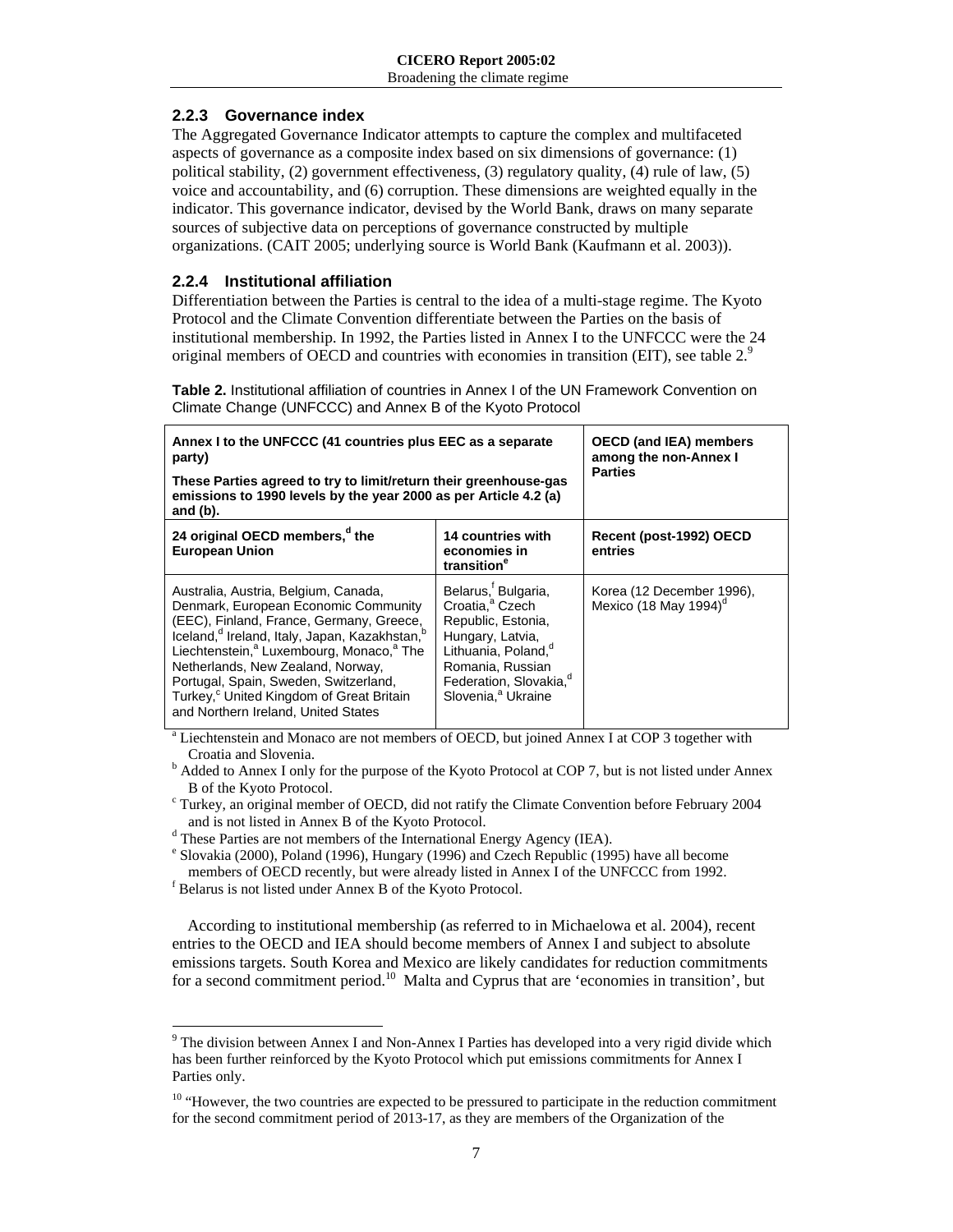### 2.2.3 Governance index

The Aggregated Governance Indicator attempts to capture the complex and multifaceted aspects of governance as a composite index based on six dimensions of governance: (1) political stability, (2) government effectiveness, (3) regulatory quality, (4) rule of law, (5) voice and accountability, and (6) corruption. These dimensions are weighted equally in the indicator. This governance indicator, devised by the World Bank, draws on many separate sources of subjective data on perceptions of governance constructed by multiple organizations. (CAIT 2005; underlying source is World Bank (Kaufmann et al. 2003)).

### 2.2.4 Institutional affiliation

Differentiation between the Parties is central to the idea of a multi-stage regime. The Kyoto Protocol and the Climate Convention differentiate between the Parties on the basis of institutional membership. In 1992, the Parties listed in Annex I to the UNFCCC were the 24 original members of OECD and countries with economies in transition (EIT), see table 2.[9]

**Table 2.** Institutional affiliation of countries in Annex I of the UN Framework Convention on Climate Change (UNFCCC) and Annex B of the Kyoto Protocol

| **Annex I to the UNFCCC (41 countries plus EEC as a separate party)** **These Parties agreed to try to limit/return their greenhouse-gas emissions to 1990 levels by the year 2000 as per Article 4.2 (a) and (b).** | | **OECD (and IEA) members among the non-Annex I Parties** |
|---|---|---|
| **24 original OECD members,[d] the European Union** | **14 countries with economies in transition[e]** | **Recent (post-1992) OECD entries** |
| Australia, Austria, Belgium, Canada, Denmark, European Economic Community (EEC), Finland, France, Germany, Greece, Iceland,[d] Ireland, Italy, Japan, Kazakhstan,[b] Liechtenstein,[a] Luxembourg, Monaco,[a] The Netherlands, New Zealand, Norway, Portugal, Spain, Sweden, Switzerland, Turkey,[c] United Kingdom of Great Britain and Northern Ireland, United States | Belarus,[f] Bulgaria, Croatia,[a] Czech Republic, Estonia, Hungary, Latvia, Lithuania, Poland,[d] Romania, Russian Federation, Slovakia,[d] Slovenia,[a] Ukraine | Korea (12 December 1996), Mexico (18 May 1994)[d] |

[a] Liechtenstein and Monaco are not members of OECD, but joined Annex I at COP 3 together with Croatia and Slovenia.
[b] Added to Annex I only for the purpose of the Kyoto Protocol at COP 7, but is not listed under Annex B of the Kyoto Protocol.
[c] Turkey, an original member of OECD, did not ratify the Climate Convention before February 2004 and is not listed in Annex B of the Kyoto Protocol.
[d] These Parties are not members of the International Energy Agency (IEA).
[e] Slovakia (2000), Poland (1996), Hungary (1996) and Czech Republic (1995) have all become members of OECD recently, but were already listed in Annex I of the UNFCCC from 1992.
[f] Belarus is not listed under Annex B of the Kyoto Protocol.

According to institutional membership (as referred to in Michaelowa et al. 2004), recent entries to the OECD and IEA should become members of Annex I and subject to absolute emissions targets. South Korea and Mexico are likely candidates for reduction commitments for a second commitment period.[10] Malta and Cyprus that are 'economies in transition', but

---

[9] The division between Annex I and Non-Annex I Parties has developed into a very rigid divide which has been further reinforced by the Kyoto Protocol which put emissions commitments for Annex I Parties only.

[10] "However, the two countries are expected to be pressured to participate in the reduction commitment for the second commitment period of 2013-17, as they are members of the Organization of the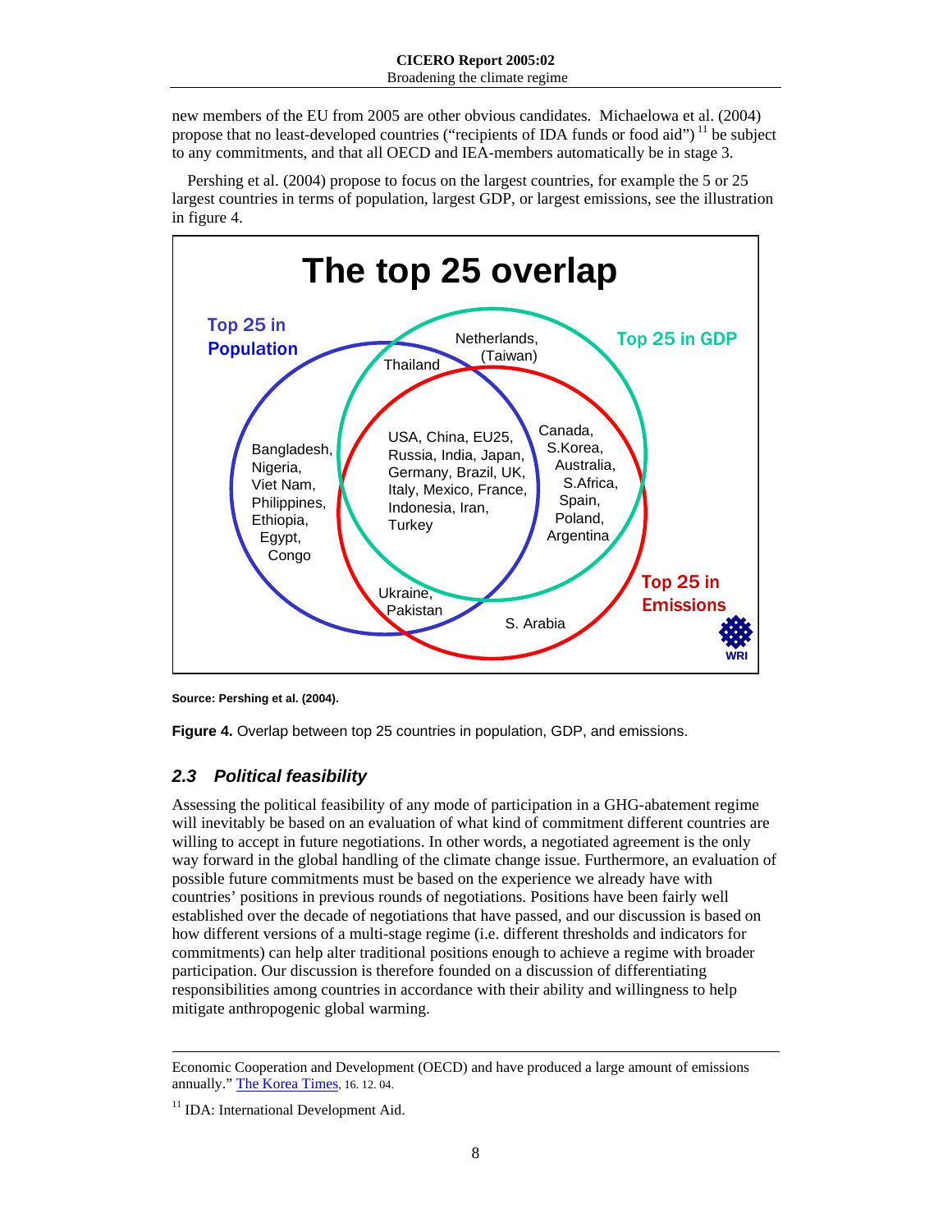new members of the EU from 2005 are other obvious candidates. Michaelowa et al. (2004) propose that no least-developed countries ("recipients of IDA funds or food aid")[11] be subject to any commitments, and that all OECD and IEA-members automatically be in stage 3.

Pershing et al. (2004) propose to focus on the largest countries, for example the 5 or 25 largest countries in terms of population, largest GDP, or largest emissions, see the illustration in figure 4.

**The top 25 overlap**

Top 25 in Population: Bangladesh, Nigeria, Viet Nam, Philippines, Ethiopia, Egypt, Congo

Top 25 in Population and GDP: Thailand

Top 25 in GDP: Netherlands, (Taiwan)

Top 25 in all three: USA, China, EU25, Russia, India, Japan, Germany, Brazil, UK, Italy, Mexico, France, Indonesia, Iran, Turkey

Top 25 in GDP and Emissions: Canada, S.Korea, Australia, S.Africa, Spain, Poland, Argentina

Top 25 in Population and Emissions: Ukraine, Pakistan

Top 25 in Emissions: S. Arabia

WRI

**Source: Pershing et al. (2004).**

**Figure 4.** Overlap between top 25 countries in population, GDP, and emissions.

## *2.3 Political feasibility*

Assessing the political feasibility of any mode of participation in a GHG-abatement regime will inevitably be based on an evaluation of what kind of commitment different countries are willing to accept in future negotiations. In other words, a negotiated agreement is the only way forward in the global handling of the climate change issue. Furthermore, an evaluation of possible future commitments must be based on the experience we already have with countries' positions in previous rounds of negotiations. Positions have been fairly well established over the decade of negotiations that have passed, and our discussion is based on how different versions of a multi-stage regime (i.e. different thresholds and indicators for commitments) can help alter traditional positions enough to achieve a regime with broader participation. Our discussion is therefore founded on a discussion of differentiating responsibilities among countries in accordance with their ability and willingness to help mitigate anthropogenic global warming.

---

Economic Cooperation and Development (OECD) and have produced a large amount of emissions annually." The Korea Times, 16. 12. 04.

[11] IDA: International Development Aid.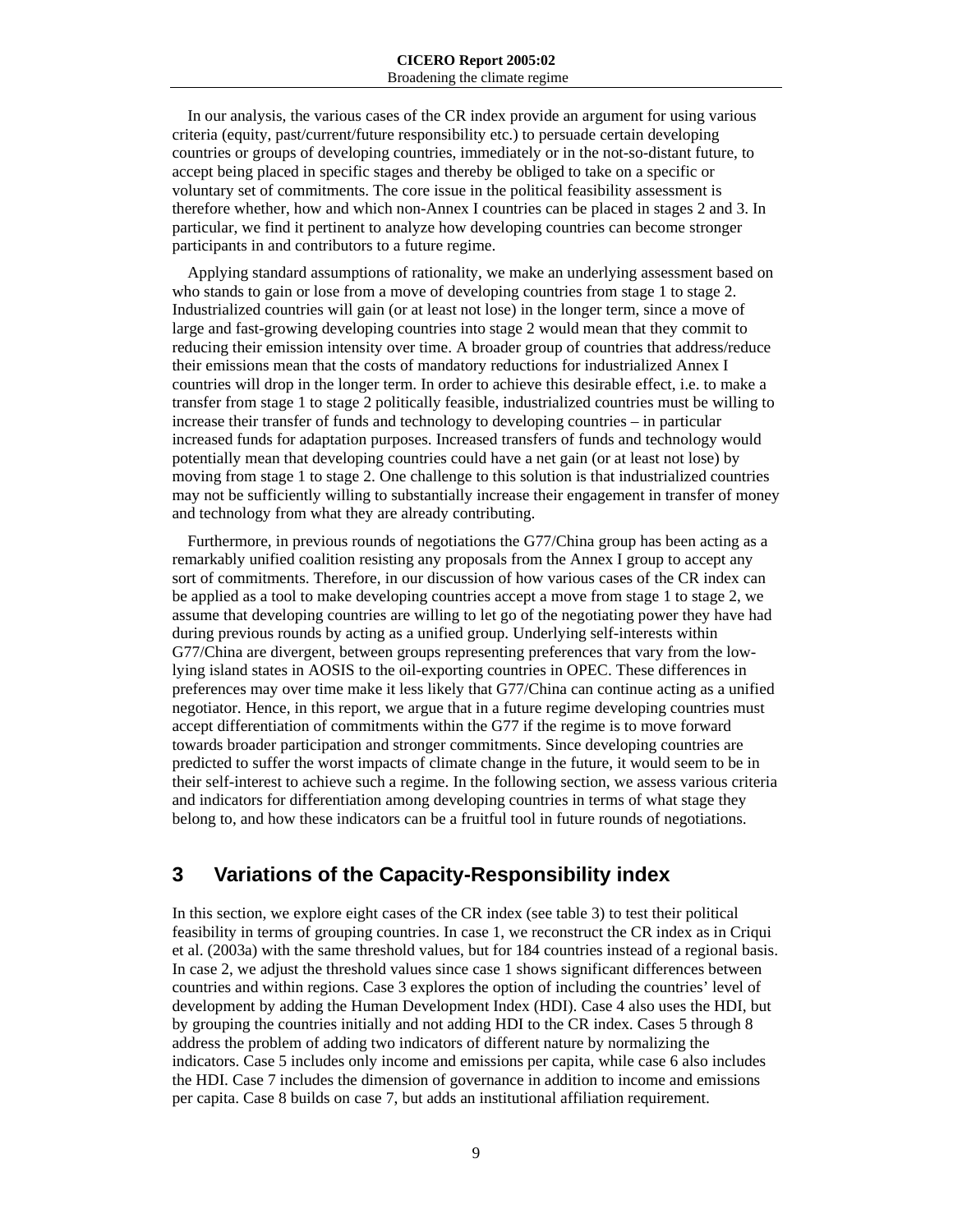In our analysis, the various cases of the CR index provide an argument for using various criteria (equity, past/current/future responsibility etc.) to persuade certain developing countries or groups of developing countries, immediately or in the not-so-distant future, to accept being placed in specific stages and thereby be obliged to take on a specific or voluntary set of commitments. The core issue in the political feasibility assessment is therefore whether, how and which non-Annex I countries can be placed in stages 2 and 3. In particular, we find it pertinent to analyze how developing countries can become stronger participants in and contributors to a future regime.

Applying standard assumptions of rationality, we make an underlying assessment based on who stands to gain or lose from a move of developing countries from stage 1 to stage 2. Industrialized countries will gain (or at least not lose) in the longer term, since a move of large and fast-growing developing countries into stage 2 would mean that they commit to reducing their emission intensity over time. A broader group of countries that address/reduce their emissions mean that the costs of mandatory reductions for industrialized Annex I countries will drop in the longer term. In order to achieve this desirable effect, i.e. to make a transfer from stage 1 to stage 2 politically feasible, industrialized countries must be willing to increase their transfer of funds and technology to developing countries – in particular increased funds for adaptation purposes. Increased transfers of funds and technology would potentially mean that developing countries could have a net gain (or at least not lose) by moving from stage 1 to stage 2. One challenge to this solution is that industrialized countries may not be sufficiently willing to substantially increase their engagement in transfer of money and technology from what they are already contributing.

Furthermore, in previous rounds of negotiations the G77/China group has been acting as a remarkably unified coalition resisting any proposals from the Annex I group to accept any sort of commitments. Therefore, in our discussion of how various cases of the CR index can be applied as a tool to make developing countries accept a move from stage 1 to stage 2, we assume that developing countries are willing to let go of the negotiating power they have had during previous rounds by acting as a unified group. Underlying self-interests within G77/China are divergent, between groups representing preferences that vary from the low-lying island states in AOSIS to the oil-exporting countries in OPEC. These differences in preferences may over time make it less likely that G77/China can continue acting as a unified negotiator. Hence, in this report, we argue that in a future regime developing countries must accept differentiation of commitments within the G77 if the regime is to move forward towards broader participation and stronger commitments. Since developing countries are predicted to suffer the worst impacts of climate change in the future, it would seem to be in their self-interest to achieve such a regime. In the following section, we assess various criteria and indicators for differentiation among developing countries in terms of what stage they belong to, and how these indicators can be a fruitful tool in future rounds of negotiations.

# 3 Variations of the Capacity-Responsibility index

In this section, we explore eight cases of the CR index (see table 3) to test their political feasibility in terms of grouping countries. In case 1, we reconstruct the CR index as in Criqui et al. (2003a) with the same threshold values, but for 184 countries instead of a regional basis. In case 2, we adjust the threshold values since case 1 shows significant differences between countries and within regions. Case 3 explores the option of including the countries' level of development by adding the Human Development Index (HDI). Case 4 also uses the HDI, but by grouping the countries initially and not adding HDI to the CR index. Cases 5 through 8 address the problem of adding two indicators of different nature by normalizing the indicators. Case 5 includes only income and emissions per capita, while case 6 also includes the HDI. Case 7 includes the dimension of governance in addition to income and emissions per capita. Case 8 builds on case 7, but adds an institutional affiliation requirement.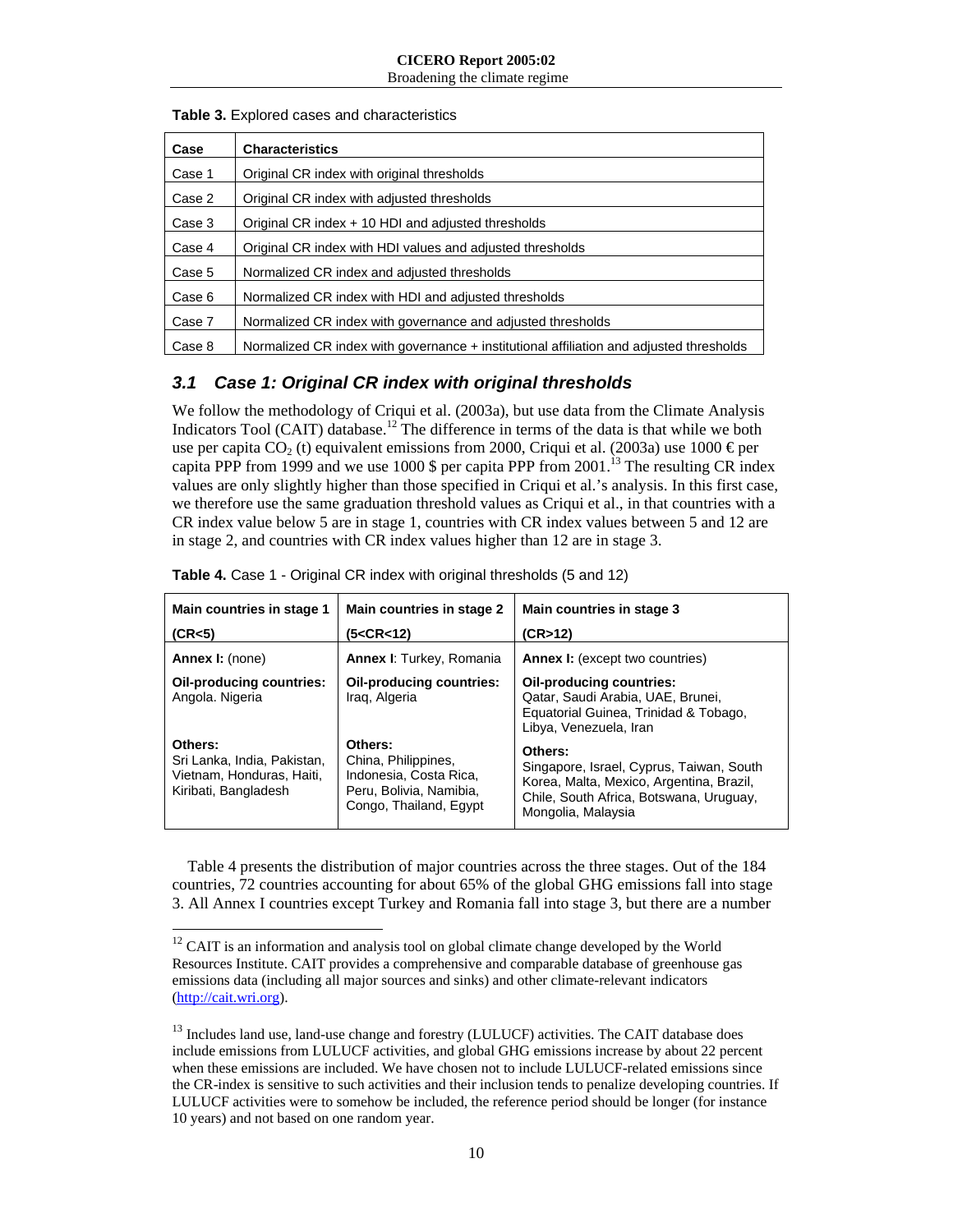**Table 3.** Explored cases and characteristics

| Case | Characteristics |
| --- | --- |
| Case 1 | Original CR index with original thresholds |
| Case 2 | Original CR index with adjusted thresholds |
| Case 3 | Original CR index + 10 HDI and adjusted thresholds |
| Case 4 | Original CR index with HDI values and adjusted thresholds |
| Case 5 | Normalized CR index and adjusted thresholds |
| Case 6 | Normalized CR index with HDI and adjusted thresholds |
| Case 7 | Normalized CR index with governance and adjusted thresholds |
| Case 8 | Normalized CR index with governance + institutional affiliation and adjusted thresholds |

### *3.1 Case 1: Original CR index with original thresholds*

We follow the methodology of Criqui et al. (2003a), but use data from the Climate Analysis Indicators Tool (CAIT) database.[12] The difference in terms of the data is that while we both use per capita $CO_2$ (t) equivalent emissions from 2000, Criqui et al. (2003a) use 1000 € per capita PPP from 1999 and we use 1000 $ per capita PPP from 2001.[13] The resulting CR index values are only slightly higher than those specified in Criqui et al.'s analysis. In this first case, we therefore use the same graduation threshold values as Criqui et al., in that countries with a CR index value below 5 are in stage 1, countries with CR index values between 5 and 12 are in stage 2, and countries with CR index values higher than 12 are in stage 3.

**Table 4.** Case 1 - Original CR index with original thresholds (5 and 12)

| **Main countries in stage 1 (CR<5)** | **Main countries in stage 2 (5<CR<12)** | **Main countries in stage 3 (CR>12)** |
| --- | --- | --- |
| **Annex I:** (none) | **Annex I**: Turkey, Romania | **Annex I:** (except two countries) |
| **Oil-producing countries:** Angola. Nigeria | **Oil-producing countries:** Iraq, Algeria | **Oil-producing countries:** Qatar, Saudi Arabia, UAE, Brunei, Equatorial Guinea, Trinidad & Tobago, Libya, Venezuela, Iran |
| **Others:** Sri Lanka, India, Pakistan, Vietnam, Honduras, Haiti, Kiribati, Bangladesh | **Others:** China, Philippines, Indonesia, Costa Rica, Peru, Bolivia, Namibia, Congo, Thailand, Egypt | **Others:** Singapore, Israel, Cyprus, Taiwan, South Korea, Malta, Mexico, Argentina, Brazil, Chile, South Africa, Botswana, Uruguay, Mongolia, Malaysia |

Table 4 presents the distribution of major countries across the three stages. Out of the 184 countries, 72 countries accounting for about 65% of the global GHG emissions fall into stage 3. All Annex I countries except Turkey and Romania fall into stage 3, but there are a number

---

[12] CAIT is an information and analysis tool on global climate change developed by the World Resources Institute. CAIT provides a comprehensive and comparable database of greenhouse gas emissions data (including all major sources and sinks) and other climate-relevant indicators (http://cait.wri.org).

[13] Includes land use, land-use change and forestry (LULUCF) activities. The CAIT database does include emissions from LULUCF activities, and global GHG emissions increase by about 22 percent when these emissions are included. We have chosen not to include LULUCF-related emissions since the CR-index is sensitive to such activities and their inclusion tends to penalize developing countries. If LULUCF activities were to somehow be included, the reference period should be longer (for instance 10 years) and not based on one random year.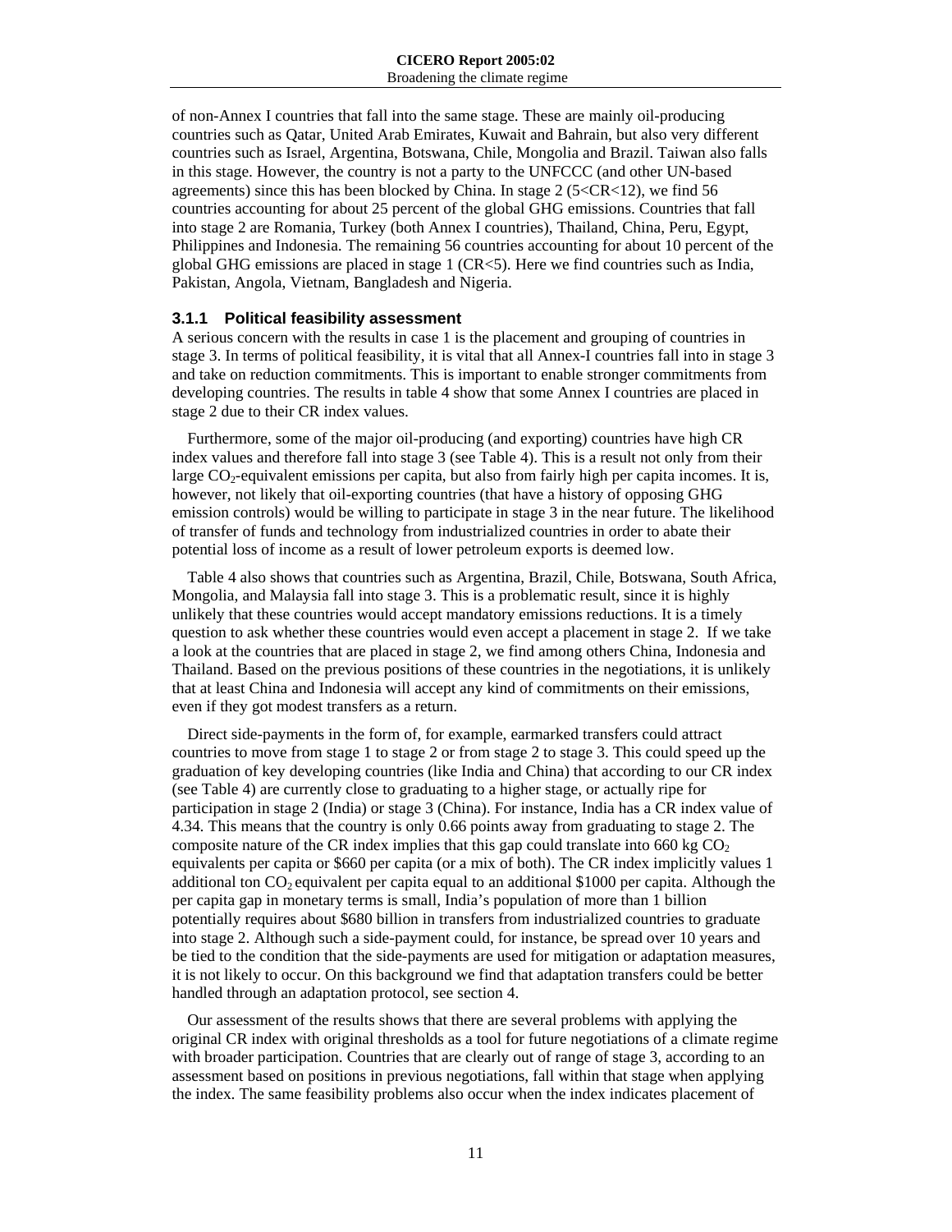of non-Annex I countries that fall into the same stage. These are mainly oil-producing countries such as Qatar, United Arab Emirates, Kuwait and Bahrain, but also very different countries such as Israel, Argentina, Botswana, Chile, Mongolia and Brazil. Taiwan also falls in this stage. However, the country is not a party to the UNFCCC (and other UN-based agreements) since this has been blocked by China. In stage 2 ($5<CR<12$), we find 56 countries accounting for about 25 percent of the global GHG emissions. Countries that fall into stage 2 are Romania, Turkey (both Annex I countries), Thailand, China, Peru, Egypt, Philippines and Indonesia. The remaining 56 countries accounting for about 10 percent of the global GHG emissions are placed in stage 1 ($CR<5$). Here we find countries such as India, Pakistan, Angola, Vietnam, Bangladesh and Nigeria.

### 3.1.1 Political feasibility assessment

A serious concern with the results in case 1 is the placement and grouping of countries in stage 3. In terms of political feasibility, it is vital that all Annex-I countries fall into in stage 3 and take on reduction commitments. This is important to enable stronger commitments from developing countries. The results in table 4 show that some Annex I countries are placed in stage 2 due to their CR index values.

Furthermore, some of the major oil-producing (and exporting) countries have high CR index values and therefore fall into stage 3 (see Table 4). This is a result not only from their large $CO_2$-equivalent emissions per capita, but also from fairly high per capita incomes. It is, however, not likely that oil-exporting countries (that have a history of opposing GHG emission controls) would be willing to participate in stage 3 in the near future. The likelihood of transfer of funds and technology from industrialized countries in order to abate their potential loss of income as a result of lower petroleum exports is deemed low.

Table 4 also shows that countries such as Argentina, Brazil, Chile, Botswana, South Africa, Mongolia, and Malaysia fall into stage 3. This is a problematic result, since it is highly unlikely that these countries would accept mandatory emissions reductions. It is a timely question to ask whether these countries would even accept a placement in stage 2. If we take a look at the countries that are placed in stage 2, we find among others China, Indonesia and Thailand. Based on the previous positions of these countries in the negotiations, it is unlikely that at least China and Indonesia will accept any kind of commitments on their emissions, even if they got modest transfers as a return.

Direct side-payments in the form of, for example, earmarked transfers could attract countries to move from stage 1 to stage 2 or from stage 2 to stage 3. This could speed up the graduation of key developing countries (like India and China) that according to our CR index (see Table 4) are currently close to graduating to a higher stage, or actually ripe for participation in stage 2 (India) or stage 3 (China). For instance, India has a CR index value of 4.34. This means that the country is only 0.66 points away from graduating to stage 2. The composite nature of the CR index implies that this gap could translate into 660 kg $CO_2$ equivalents per capita or \$660 per capita (or a mix of both). The CR index implicitly values 1 additional ton $CO_2$ equivalent per capita equal to an additional \$1000 per capita. Although the per capita gap in monetary terms is small, India's population of more than 1 billion potentially requires about \$680 billion in transfers from industrialized countries to graduate into stage 2. Although such a side-payment could, for instance, be spread over 10 years and be tied to the condition that the side-payments are used for mitigation or adaptation measures, it is not likely to occur. On this background we find that adaptation transfers could be better handled through an adaptation protocol, see section 4.

Our assessment of the results shows that there are several problems with applying the original CR index with original thresholds as a tool for future negotiations of a climate regime with broader participation. Countries that are clearly out of range of stage 3, according to an assessment based on positions in previous negotiations, fall within that stage when applying the index. The same feasibility problems also occur when the index indicates placement of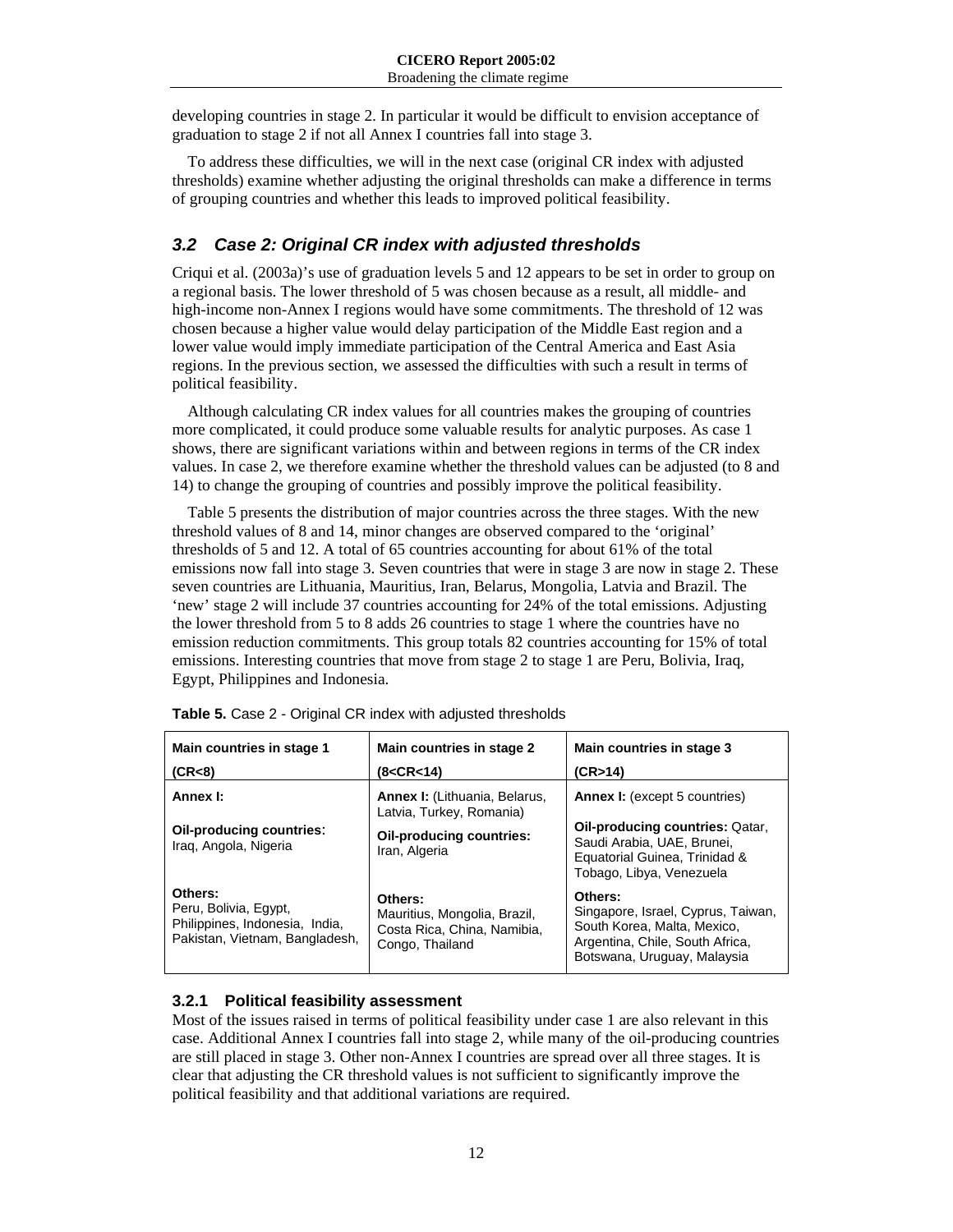developing countries in stage 2. In particular it would be difficult to envision acceptance of graduation to stage 2 if not all Annex I countries fall into stage 3.

To address these difficulties, we will in the next case (original CR index with adjusted thresholds) examine whether adjusting the original thresholds can make a difference in terms of grouping countries and whether this leads to improved political feasibility.

## *3.2 Case 2: Original CR index with adjusted thresholds*

Criqui et al. (2003a)'s use of graduation levels 5 and 12 appears to be set in order to group on a regional basis. The lower threshold of 5 was chosen because as a result, all middle- and high-income non-Annex I regions would have some commitments. The threshold of 12 was chosen because a higher value would delay participation of the Middle East region and a lower value would imply immediate participation of the Central America and East Asia regions. In the previous section, we assessed the difficulties with such a result in terms of political feasibility.

Although calculating CR index values for all countries makes the grouping of countries more complicated, it could produce some valuable results for analytic purposes. As case 1 shows, there are significant variations within and between regions in terms of the CR index values. In case 2, we therefore examine whether the threshold values can be adjusted (to 8 and 14) to change the grouping of countries and possibly improve the political feasibility.

Table 5 presents the distribution of major countries across the three stages. With the new threshold values of 8 and 14, minor changes are observed compared to the 'original' thresholds of 5 and 12. A total of 65 countries accounting for about 61% of the total emissions now fall into stage 3. Seven countries that were in stage 3 are now in stage 2. These seven countries are Lithuania, Mauritius, Iran, Belarus, Mongolia, Latvia and Brazil. The 'new' stage 2 will include 37 countries accounting for 24% of the total emissions. Adjusting the lower threshold from 5 to 8 adds 26 countries to stage 1 where the countries have no emission reduction commitments. This group totals 82 countries accounting for 15% of total emissions. Interesting countries that move from stage 2 to stage 1 are Peru, Bolivia, Iraq, Egypt, Philippines and Indonesia.

**Table 5.** Case 2 - Original CR index with adjusted thresholds

| **Main countries in stage 1 (CR<8)** | **Main countries in stage 2 (8<CR<14)** | **Main countries in stage 3 (CR>14)** |
|---|---|---|
| **Annex I:** | **Annex I:** (Lithuania, Belarus, Latvia, Turkey, Romania) | **Annex I:** (except 5 countries) |
| **Oil-producing countries:** Iraq, Angola, Nigeria | **Oil-producing countries:** Iran, Algeria | **Oil-producing countries:** Qatar, Saudi Arabia, UAE, Brunei, Equatorial Guinea, Trinidad & Tobago, Libya, Venezuela |
| **Others:** Peru, Bolivia, Egypt, Philippines, Indonesia, India, Pakistan, Vietnam, Bangladesh, | **Others:** Mauritius, Mongolia, Brazil, Costa Rica, China, Namibia, Congo, Thailand | **Others:** Singapore, Israel, Cyprus, Taiwan, South Korea, Malta, Mexico, Argentina, Chile, South Africa, Botswana, Uruguay, Malaysia |

### 3.2.1 Political feasibility assessment

Most of the issues raised in terms of political feasibility under case 1 are also relevant in this case. Additional Annex I countries fall into stage 2, while many of the oil-producing countries are still placed in stage 3. Other non-Annex I countries are spread over all three stages. It is clear that adjusting the CR threshold values is not sufficient to significantly improve the political feasibility and that additional variations are required.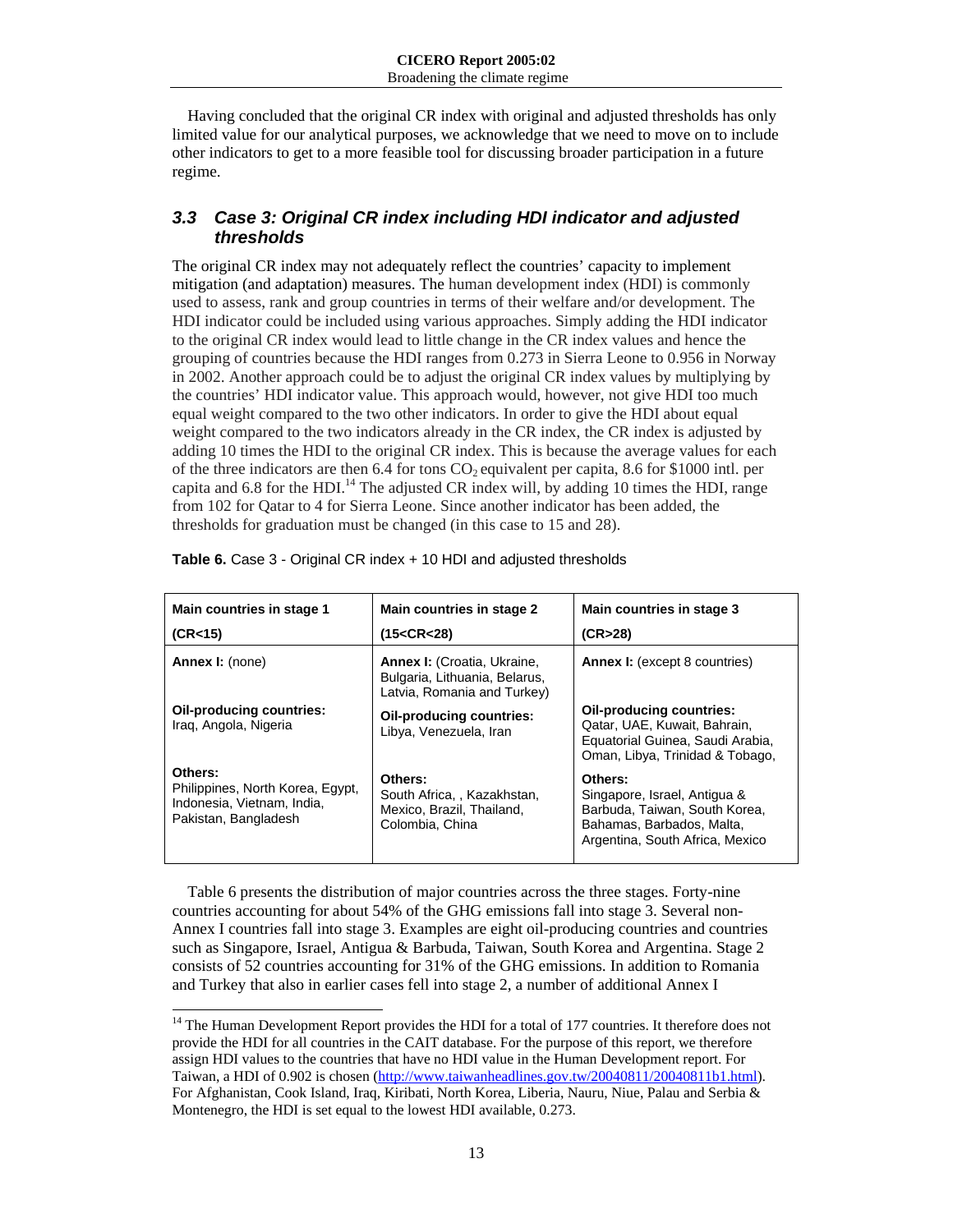Having concluded that the original CR index with original and adjusted thresholds has only limited value for our analytical purposes, we acknowledge that we need to move on to include other indicators to get to a more feasible tool for discussing broader participation in a future regime.

### 3.3 Case 3: Original CR index including HDI indicator and adjusted thresholds

The original CR index may not adequately reflect the countries' capacity to implement mitigation (and adaptation) measures. The human development index (HDI) is commonly used to assess, rank and group countries in terms of their welfare and/or development. The HDI indicator could be included using various approaches. Simply adding the HDI indicator to the original CR index would lead to little change in the CR index values and hence the grouping of countries because the HDI ranges from 0.273 in Sierra Leone to 0.956 in Norway in 2002. Another approach could be to adjust the original CR index values by multiplying by the countries' HDI indicator value. This approach would, however, not give HDI too much equal weight compared to the two other indicators. In order to give the HDI about equal weight compared to the two indicators already in the CR index, the CR index is adjusted by adding 10 times the HDI to the original CR index. This is because the average values for each of the three indicators are then 6.4 for tons $CO_2$ equivalent per capita, 8.6 for \$1000 intl. per capita and 6.8 for the HDI.[14] The adjusted CR index will, by adding 10 times the HDI, range from 102 for Qatar to 4 for Sierra Leone. Since another indicator has been added, the thresholds for graduation must be changed (in this case to 15 and 28).

**Table 6.** Case 3 - Original CR index + 10 HDI and adjusted thresholds

| Main countries in stage 1 (CR<15) | Main countries in stage 2 (15<CR<28) | Main countries in stage 3 (CR>28) |
|---|---|---|
| **Annex I:** (none) | **Annex I:** (Croatia, Ukraine, Bulgaria, Lithuania, Belarus, Latvia, Romania and Turkey) | **Annex I:** (except 8 countries) |
| **Oil-producing countries:** Iraq, Angola, Nigeria | **Oil-producing countries:** Libya, Venezuela, Iran | **Oil-producing countries:** Qatar, UAE, Kuwait, Bahrain, Equatorial Guinea, Saudi Arabia, Oman, Libya, Trinidad & Tobago, |
| **Others:** Philippines, North Korea, Egypt, Indonesia, Vietnam, India, Pakistan, Bangladesh | **Others:** South Africa, , Kazakhstan, Mexico, Brazil, Thailand, Colombia, China | **Others:** Singapore, Israel, Antigua & Barbuda, Taiwan, South Korea, Bahamas, Barbados, Malta, Argentina, South Africa, Mexico |

Table 6 presents the distribution of major countries across the three stages. Forty-nine countries accounting for about 54% of the GHG emissions fall into stage 3. Several non-Annex I countries fall into stage 3. Examples are eight oil-producing countries and countries such as Singapore, Israel, Antigua & Barbuda, Taiwan, South Korea and Argentina. Stage 2 consists of 52 countries accounting for 31% of the GHG emissions. In addition to Romania and Turkey that also in earlier cases fell into stage 2, a number of additional Annex I

---

[14] The Human Development Report provides the HDI for a total of 177 countries. It therefore does not provide the HDI for all countries in the CAIT database. For the purpose of this report, we therefore assign HDI values to the countries that have no HDI value in the Human Development report. For Taiwan, a HDI of 0.902 is chosen (http://www.taiwanheadlines.gov.tw/20040811/20040811b1.html). For Afghanistan, Cook Island, Iraq, Kiribati, North Korea, Liberia, Nauru, Niue, Palau and Serbia & Montenegro, the HDI is set equal to the lowest HDI available, 0.273.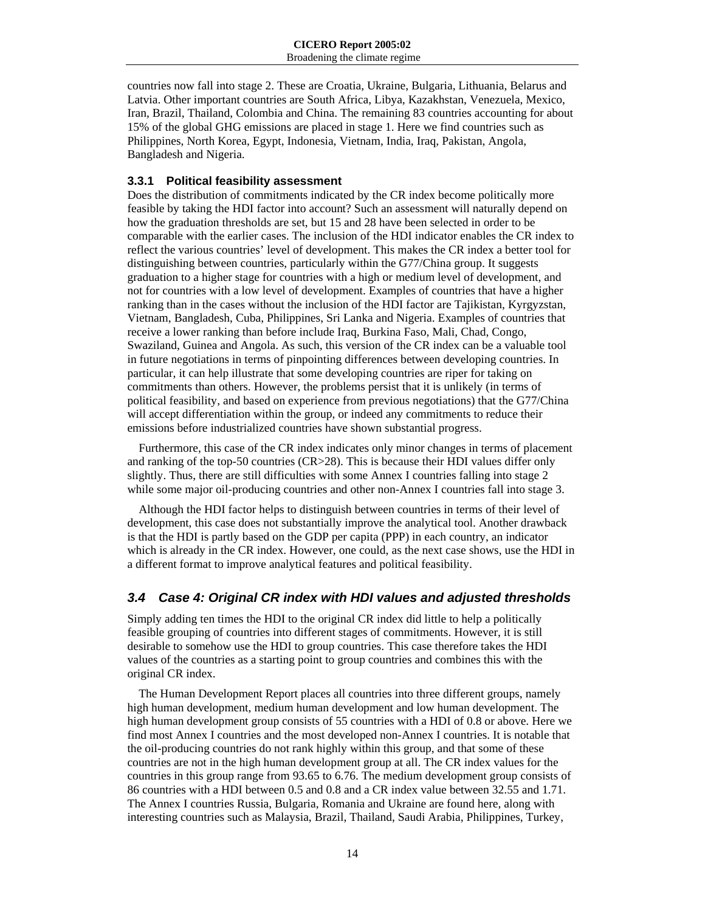countries now fall into stage 2. These are Croatia, Ukraine, Bulgaria, Lithuania, Belarus and Latvia. Other important countries are South Africa, Libya, Kazakhstan, Venezuela, Mexico, Iran, Brazil, Thailand, Colombia and China. The remaining 83 countries accounting for about 15% of the global GHG emissions are placed in stage 1. Here we find countries such as Philippines, North Korea, Egypt, Indonesia, Vietnam, India, Iraq, Pakistan, Angola, Bangladesh and Nigeria.

### 3.3.1 Political feasibility assessment

Does the distribution of commitments indicated by the CR index become politically more feasible by taking the HDI factor into account? Such an assessment will naturally depend on how the graduation thresholds are set, but 15 and 28 have been selected in order to be comparable with the earlier cases. The inclusion of the HDI indicator enables the CR index to reflect the various countries' level of development. This makes the CR index a better tool for distinguishing between countries, particularly within the G77/China group. It suggests graduation to a higher stage for countries with a high or medium level of development, and not for countries with a low level of development. Examples of countries that have a higher ranking than in the cases without the inclusion of the HDI factor are Tajikistan, Kyrgyzstan, Vietnam, Bangladesh, Cuba, Philippines, Sri Lanka and Nigeria. Examples of countries that receive a lower ranking than before include Iraq, Burkina Faso, Mali, Chad, Congo, Swaziland, Guinea and Angola. As such, this version of the CR index can be a valuable tool in future negotiations in terms of pinpointing differences between developing countries. In particular, it can help illustrate that some developing countries are riper for taking on commitments than others. However, the problems persist that it is unlikely (in terms of political feasibility, and based on experience from previous negotiations) that the G77/China will accept differentiation within the group, or indeed any commitments to reduce their emissions before industrialized countries have shown substantial progress.

Furthermore, this case of the CR index indicates only minor changes in terms of placement and ranking of the top-50 countries (CR>28). This is because their HDI values differ only slightly. Thus, there are still difficulties with some Annex I countries falling into stage 2 while some major oil-producing countries and other non-Annex I countries fall into stage 3.

Although the HDI factor helps to distinguish between countries in terms of their level of development, this case does not substantially improve the analytical tool. Another drawback is that the HDI is partly based on the GDP per capita (PPP) in each country, an indicator which is already in the CR index. However, one could, as the next case shows, use the HDI in a different format to improve analytical features and political feasibility.

## 3.4 *Case 4: Original CR index with HDI values and adjusted thresholds*

Simply adding ten times the HDI to the original CR index did little to help a politically feasible grouping of countries into different stages of commitments. However, it is still desirable to somehow use the HDI to group countries. This case therefore takes the HDI values of the countries as a starting point to group countries and combines this with the original CR index.

The Human Development Report places all countries into three different groups, namely high human development, medium human development and low human development. The high human development group consists of 55 countries with a HDI of 0.8 or above. Here we find most Annex I countries and the most developed non-Annex I countries. It is notable that the oil-producing countries do not rank highly within this group, and that some of these countries are not in the high human development group at all. The CR index values for the countries in this group range from 93.65 to 6.76. The medium development group consists of 86 countries with a HDI between 0.5 and 0.8 and a CR index value between 32.55 and 1.71. The Annex I countries Russia, Bulgaria, Romania and Ukraine are found here, along with interesting countries such as Malaysia, Brazil, Thailand, Saudi Arabia, Philippines, Turkey,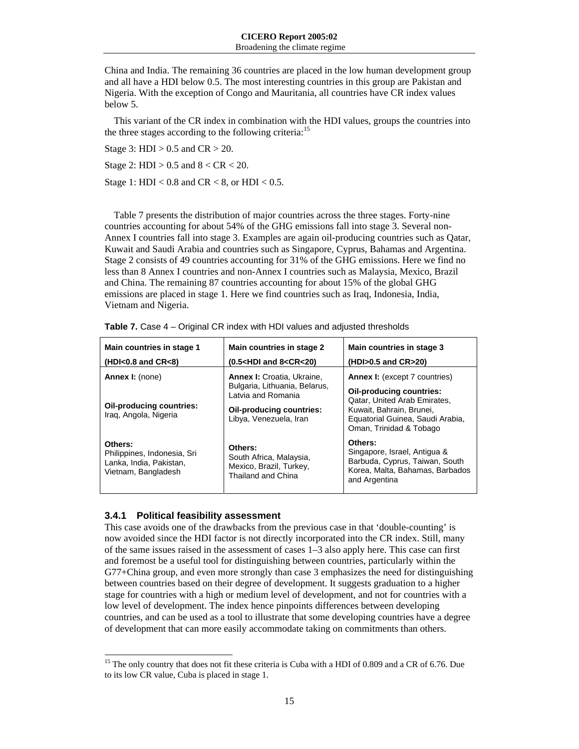China and India. The remaining 36 countries are placed in the low human development group and all have a HDI below 0.5. The most interesting countries in this group are Pakistan and Nigeria. With the exception of Congo and Mauritania, all countries have CR index values below 5.

This variant of the CR index in combination with the HDI values, groups the countries into the three stages according to the following criteria:[15]

Stage 3: HDI > 0.5 and CR > 20.

Stage 2: HDI > 0.5 and 8 < CR < 20.

Stage 1: HDI < 0.8 and CR < 8, or HDI < 0.5.

Table 7 presents the distribution of major countries across the three stages. Forty-nine countries accounting for about 54% of the GHG emissions fall into stage 3. Several non-Annex I countries fall into stage 3. Examples are again oil-producing countries such as Qatar, Kuwait and Saudi Arabia and countries such as Singapore, Cyprus, Bahamas and Argentina. Stage 2 consists of 49 countries accounting for 31% of the GHG emissions. Here we find no less than 8 Annex I countries and non-Annex I countries such as Malaysia, Mexico, Brazil and China. The remaining 87 countries accounting for about 15% of the global GHG emissions are placed in stage 1. Here we find countries such as Iraq, Indonesia, India, Vietnam and Nigeria.

**Table 7.** Case 4 – Original CR index with HDI values and adjusted thresholds

| Main countries in stage 1 (HDI<0.8 and CR<8) | Main countries in stage 2 (0.5<HDI and 8<CR<20) | Main countries in stage 3 (HDI>0.5 and CR>20) |
|---|---|---|
| **Annex I:** (none) | **Annex I:** Croatia, Ukraine, Bulgaria, Lithuania, Belarus, Latvia and Romania | **Annex I:** (except 7 countries) |
| **Oil-producing countries:** Iraq, Angola, Nigeria | **Oil-producing countries:** Libya, Venezuela, Iran | **Oil-producing countries:** Qatar, United Arab Emirates, Kuwait, Bahrain, Brunei, Equatorial Guinea, Saudi Arabia, Oman, Trinidad & Tobago |
| **Others:** Philippines, Indonesia, Sri Lanka, India, Pakistan, Vietnam, Bangladesh | **Others:** South Africa, Malaysia, Mexico, Brazil, Turkey, Thailand and China | **Others:** Singapore, Israel, Antigua & Barbuda, Cyprus, Taiwan, South Korea, Malta, Bahamas, Barbados and Argentina |

### 3.4.1 Political feasibility assessment

This case avoids one of the drawbacks from the previous case in that 'double-counting' is now avoided since the HDI factor is not directly incorporated into the CR index. Still, many of the same issues raised in the assessment of cases 1–3 also apply here. This case can first and foremost be a useful tool for distinguishing between countries, particularly within the G77+China group, and even more strongly than case 3 emphasizes the need for distinguishing between countries based on their degree of development. It suggests graduation to a higher stage for countries with a high or medium level of development, and not for countries with a low level of development. The index hence pinpoints differences between developing countries, and can be used as a tool to illustrate that some developing countries have a degree of development that can more easily accommodate taking on commitments than others.

[15] The only country that does not fit these criteria is Cuba with a HDI of 0.809 and a CR of 6.76. Due to its low CR value, Cuba is placed in stage 1.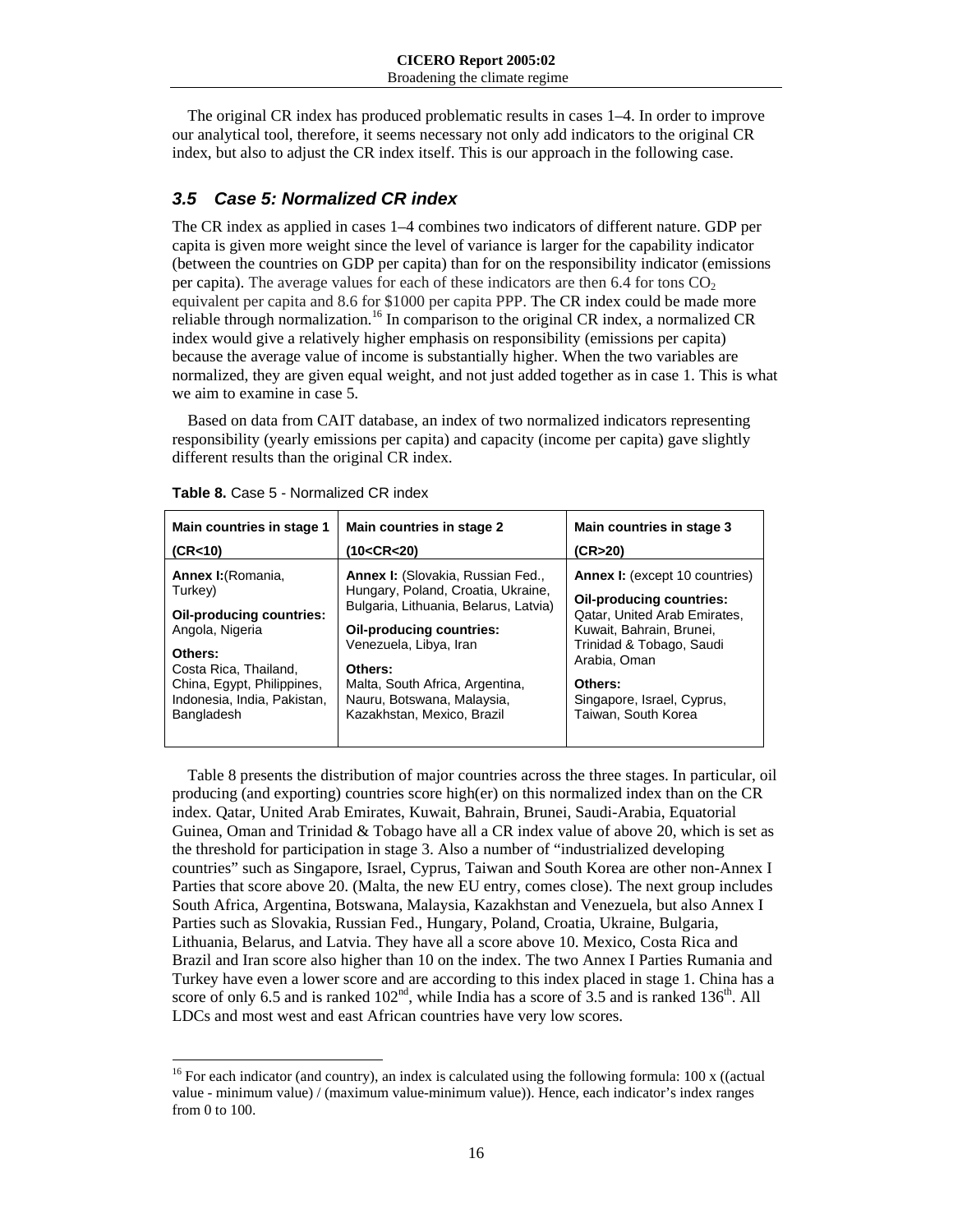The original CR index has produced problematic results in cases 1–4. In order to improve our analytical tool, therefore, it seems necessary not only add indicators to the original CR index, but also to adjust the CR index itself. This is our approach in the following case.

### *3.5 Case 5: Normalized CR index*

The CR index as applied in cases 1–4 combines two indicators of different nature. GDP per capita is given more weight since the level of variance is larger for the capability indicator (between the countries on GDP per capita) than for on the responsibility indicator (emissions per capita). The average values for each of these indicators are then 6.4 for tons $CO_2$ equivalent per capita and 8.6 for $1000 per capita PPP. The CR index could be made more reliable through normalization.[16] In comparison to the original CR index, a normalized CR index would give a relatively higher emphasis on responsibility (emissions per capita) because the average value of income is substantially higher. When the two variables are normalized, they are given equal weight, and not just added together as in case 1. This is what we aim to examine in case 5.

Based on data from CAIT database, an index of two normalized indicators representing responsibility (yearly emissions per capita) and capacity (income per capita) gave slightly different results than the original CR index.

**Table 8.** Case 5 - Normalized CR index

| Main countries in stage 1 (CR<10) | Main countries in stage 2 (10<CR<20) | Main countries in stage 3 (CR>20) |
|---|---|---|
| **Annex I:** (Romania, Turkey)<br>**Oil-producing countries:** Angola, Nigeria<br>**Others:** Costa Rica, Thailand, China, Egypt, Philippines, Indonesia, India, Pakistan, Bangladesh | **Annex I:** (Slovakia, Russian Fed., Hungary, Poland, Croatia, Ukraine, Bulgaria, Lithuania, Belarus, Latvia)<br>**Oil-producing countries:** Venezuela, Libya, Iran<br>**Others:** Malta, South Africa, Argentina, Nauru, Botswana, Malaysia, Kazakhstan, Mexico, Brazil | **Annex I:** (except 10 countries)<br>**Oil-producing countries:** Qatar, United Arab Emirates, Kuwait, Bahrain, Brunei, Trinidad & Tobago, Saudi Arabia, Oman<br>**Others:** Singapore, Israel, Cyprus, Taiwan, South Korea |

Table 8 presents the distribution of major countries across the three stages. In particular, oil producing (and exporting) countries score high(er) on this normalized index than on the CR index. Qatar, United Arab Emirates, Kuwait, Bahrain, Brunei, Saudi-Arabia, Equatorial Guinea, Oman and Trinidad & Tobago have all a CR index value of above 20, which is set as the threshold for participation in stage 3. Also a number of "industrialized developing countries" such as Singapore, Israel, Cyprus, Taiwan and South Korea are other non-Annex I Parties that score above 20. (Malta, the new EU entry, comes close). The next group includes South Africa, Argentina, Botswana, Malaysia, Kazakhstan and Venezuela, but also Annex I Parties such as Slovakia, Russian Fed., Hungary, Poland, Croatia, Ukraine, Bulgaria, Lithuania, Belarus, and Latvia. They have all a score above 10. Mexico, Costa Rica and Brazil and Iran score also higher than 10 on the index. The two Annex I Parties Rumania and Turkey have even a lower score and are according to this index placed in stage 1. China has a score of only 6.5 and is ranked 102nd, while India has a score of 3.5 and is ranked 136th. All LDCs and most west and east African countries have very low scores.

---

[16] For each indicator (and country), an index is calculated using the following formula: 100 x ((actual value - minimum value) / (maximum value-minimum value)). Hence, each indicator's index ranges from 0 to 100.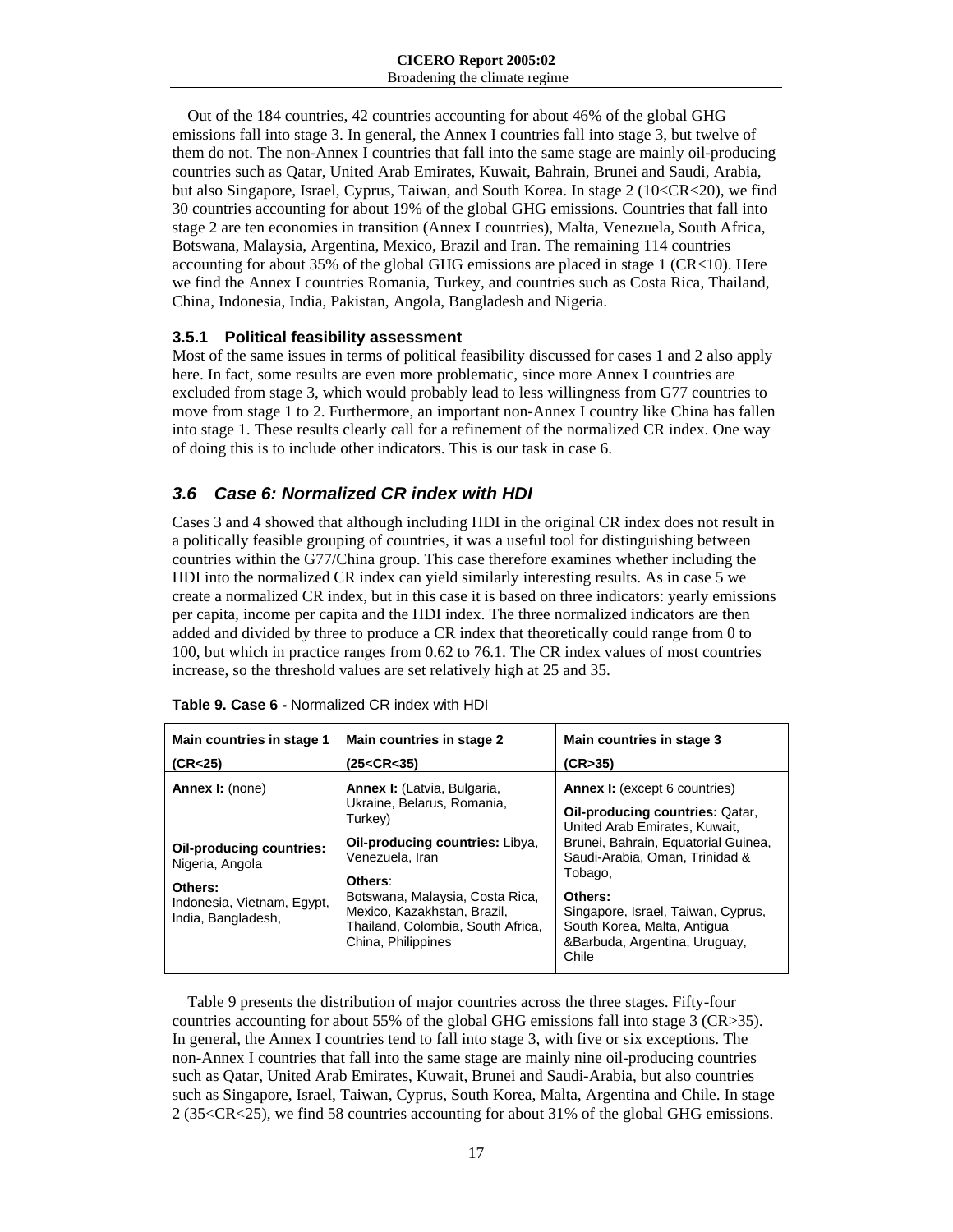Out of the 184 countries, 42 countries accounting for about 46% of the global GHG emissions fall into stage 3. In general, the Annex I countries fall into stage 3, but twelve of them do not. The non-Annex I countries that fall into the same stage are mainly oil-producing countries such as Qatar, United Arab Emirates, Kuwait, Bahrain, Brunei and Saudi, Arabia, but also Singapore, Israel, Cyprus, Taiwan, and South Korea. In stage 2 (10<CR<20), we find 30 countries accounting for about 19% of the global GHG emissions. Countries that fall into stage 2 are ten economies in transition (Annex I countries), Malta, Venezuela, South Africa, Botswana, Malaysia, Argentina, Mexico, Brazil and Iran. The remaining 114 countries accounting for about 35% of the global GHG emissions are placed in stage 1 (CR<10). Here we find the Annex I countries Romania, Turkey, and countries such as Costa Rica, Thailand, China, Indonesia, India, Pakistan, Angola, Bangladesh and Nigeria.

### 3.5.1 Political feasibility assessment

Most of the same issues in terms of political feasibility discussed for cases 1 and 2 also apply here. In fact, some results are even more problematic, since more Annex I countries are excluded from stage 3, which would probably lead to less willingness from G77 countries to move from stage 1 to 2. Furthermore, an important non-Annex I country like China has fallen into stage 1. These results clearly call for a refinement of the normalized CR index. One way of doing this is to include other indicators. This is our task in case 6.

## *3.6 Case 6: Normalized CR index with HDI*

Cases 3 and 4 showed that although including HDI in the original CR index does not result in a politically feasible grouping of countries, it was a useful tool for distinguishing between countries within the G77/China group. This case therefore examines whether including the HDI into the normalized CR index can yield similarly interesting results. As in case 5 we create a normalized CR index, but in this case it is based on three indicators: yearly emissions per capita, income per capita and the HDI index. The three normalized indicators are then added and divided by three to produce a CR index that theoretically could range from 0 to 100, but which in practice ranges from 0.62 to 76.1. The CR index values of most countries increase, so the threshold values are set relatively high at 25 and 35.

**Table 9. Case 6 -** Normalized CR index with HDI

| Main countries in stage 1 (CR<25) | Main countries in stage 2 (25<CR<35) | Main countries in stage 3 (CR>35) |
|---|---|---|
| **Annex I:** (none)<br><br>**Oil-producing countries:** Nigeria, Angola<br><br>**Others:** Indonesia, Vietnam, Egypt, India, Bangladesh, | **Annex I:** (Latvia, Bulgaria, Ukraine, Belarus, Romania, Turkey)<br><br>**Oil-producing countries:** Libya, Venezuela, Iran<br><br>**Others**: Botswana, Malaysia, Costa Rica, Mexico, Kazakhstan, Brazil, Thailand, Colombia, South Africa, China, Philippines | **Annex I:** (except 6 countries)<br><br>**Oil-producing countries:** Qatar, United Arab Emirates, Kuwait, Brunei, Bahrain, Equatorial Guinea, Saudi-Arabia, Oman, Trinidad & Tobago,<br><br>**Others:** Singapore, Israel, Taiwan, Cyprus, South Korea, Malta, Antigua &Barbuda, Argentina, Uruguay, Chile |

Table 9 presents the distribution of major countries across the three stages. Fifty-four countries accounting for about 55% of the global GHG emissions fall into stage 3 (CR>35). In general, the Annex I countries tend to fall into stage 3, with five or six exceptions. The non-Annex I countries that fall into the same stage are mainly nine oil-producing countries such as Qatar, United Arab Emirates, Kuwait, Brunei and Saudi-Arabia, but also countries such as Singapore, Israel, Taiwan, Cyprus, South Korea, Malta, Argentina and Chile. In stage 2 (35<CR<25), we find 58 countries accounting for about 31% of the global GHG emissions.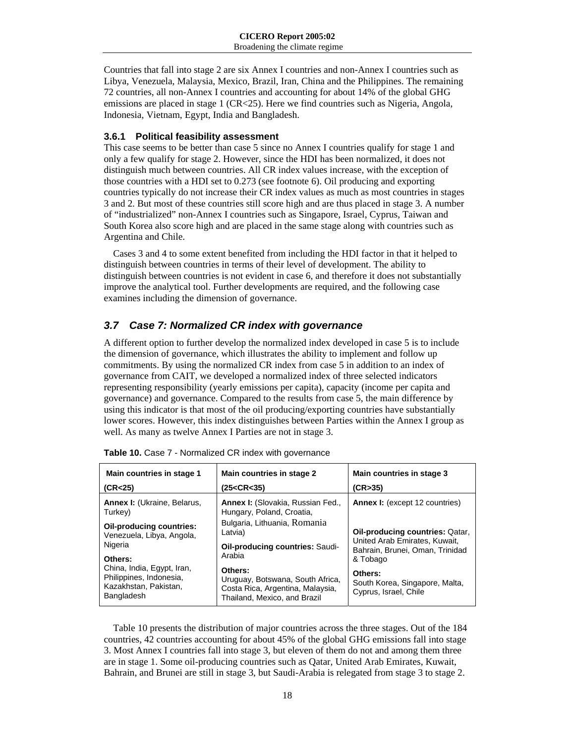Countries that fall into stage 2 are six Annex I countries and non-Annex I countries such as Libya, Venezuela, Malaysia, Mexico, Brazil, Iran, China and the Philippines. The remaining 72 countries, all non-Annex I countries and accounting for about 14% of the global GHG emissions are placed in stage 1 (CR<25). Here we find countries such as Nigeria, Angola, Indonesia, Vietnam, Egypt, India and Bangladesh.

### 3.6.1 Political feasibility assessment

This case seems to be better than case 5 since no Annex I countries qualify for stage 1 and only a few qualify for stage 2. However, since the HDI has been normalized, it does not distinguish much between countries. All CR index values increase, with the exception of those countries with a HDI set to 0.273 (see footnote 6). Oil producing and exporting countries typically do not increase their CR index values as much as most countries in stages 3 and 2. But most of these countries still score high and are thus placed in stage 3. A number of "industrialized" non-Annex I countries such as Singapore, Israel, Cyprus, Taiwan and South Korea also score high and are placed in the same stage along with countries such as Argentina and Chile.

Cases 3 and 4 to some extent benefited from including the HDI factor in that it helped to distinguish between countries in terms of their level of development. The ability to distinguish between countries is not evident in case 6, and therefore it does not substantially improve the analytical tool. Further developments are required, and the following case examines including the dimension of governance.

## *3.7 Case 7: Normalized CR index with governance*

A different option to further develop the normalized index developed in case 5 is to include the dimension of governance, which illustrates the ability to implement and follow up commitments. By using the normalized CR index from case 5 in addition to an index of governance from CAIT, we developed a normalized index of three selected indicators representing responsibility (yearly emissions per capita), capacity (income per capita and governance) and governance. Compared to the results from case 5, the main difference by using this indicator is that most of the oil producing/exporting countries have substantially lower scores. However, this index distinguishes between Parties within the Annex I group as well. As many as twelve Annex I Parties are not in stage 3.

**Table 10.** Case 7 - Normalized CR index with governance

| Main countries in stage 1 (CR<25) | Main countries in stage 2 (25<CR<35) | Main countries in stage 3 (CR>35) |
|---|---|---|
| **Annex I:** (Ukraine, Belarus, Turkey)<br>**Oil-producing countries:** Venezuela, Libya, Angola, Nigeria<br>**Others:** China, India, Egypt, Iran, Philippines, Indonesia, Kazakhstan, Pakistan, Bangladesh | **Annex I:** (Slovakia, Russian Fed., Hungary, Poland, Croatia, Bulgaria, Lithuania, Romania Latvia)<br>**Oil-producing countries:** Saudi-Arabia<br>**Others:** Uruguay, Botswana, South Africa, Costa Rica, Argentina, Malaysia, Thailand, Mexico, and Brazil | **Annex I:** (except 12 countries)<br>**Oil-producing countries:** Qatar, United Arab Emirates, Kuwait, Bahrain, Brunei, Oman, Trinidad & Tobago<br>**Others:** South Korea, Singapore, Malta, Cyprus, Israel, Chile |

Table 10 presents the distribution of major countries across the three stages. Out of the 184 countries, 42 countries accounting for about 45% of the global GHG emissions fall into stage 3. Most Annex I countries fall into stage 3, but eleven of them do not and among them three are in stage 1. Some oil-producing countries such as Qatar, United Arab Emirates, Kuwait, Bahrain, and Brunei are still in stage 3, but Saudi-Arabia is relegated from stage 3 to stage 2.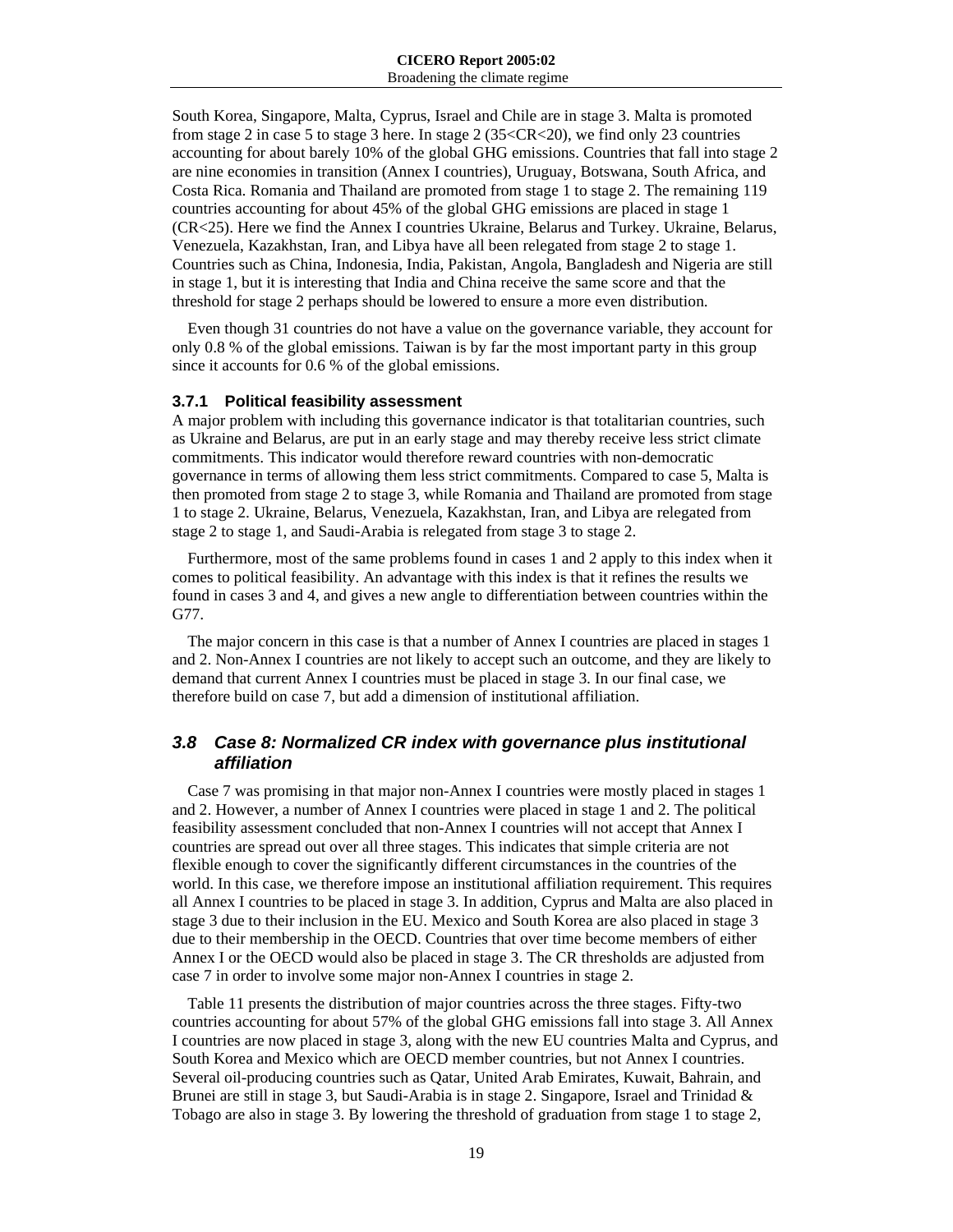South Korea, Singapore, Malta, Cyprus, Israel and Chile are in stage 3. Malta is promoted from stage 2 in case 5 to stage 3 here. In stage 2 (35<CR<20), we find only 23 countries accounting for about barely 10% of the global GHG emissions. Countries that fall into stage 2 are nine economies in transition (Annex I countries), Uruguay, Botswana, South Africa, and Costa Rica. Romania and Thailand are promoted from stage 1 to stage 2. The remaining 119 countries accounting for about 45% of the global GHG emissions are placed in stage 1 (CR<25). Here we find the Annex I countries Ukraine, Belarus and Turkey. Ukraine, Belarus, Venezuela, Kazakhstan, Iran, and Libya have all been relegated from stage 2 to stage 1. Countries such as China, Indonesia, India, Pakistan, Angola, Bangladesh and Nigeria are still in stage 1, but it is interesting that India and China receive the same score and that the threshold for stage 2 perhaps should be lowered to ensure a more even distribution.

Even though 31 countries do not have a value on the governance variable, they account for only 0.8 % of the global emissions. Taiwan is by far the most important party in this group since it accounts for 0.6 % of the global emissions.

### 3.7.1 Political feasibility assessment

A major problem with including this governance indicator is that totalitarian countries, such as Ukraine and Belarus, are put in an early stage and may thereby receive less strict climate commitments. This indicator would therefore reward countries with non-democratic governance in terms of allowing them less strict commitments. Compared to case 5, Malta is then promoted from stage 2 to stage 3, while Romania and Thailand are promoted from stage 1 to stage 2. Ukraine, Belarus, Venezuela, Kazakhstan, Iran, and Libya are relegated from stage 2 to stage 1, and Saudi-Arabia is relegated from stage 3 to stage 2.

Furthermore, most of the same problems found in cases 1 and 2 apply to this index when it comes to political feasibility. An advantage with this index is that it refines the results we found in cases 3 and 4, and gives a new angle to differentiation between countries within the G77.

The major concern in this case is that a number of Annex I countries are placed in stages 1 and 2. Non-Annex I countries are not likely to accept such an outcome, and they are likely to demand that current Annex I countries must be placed in stage 3. In our final case, we therefore build on case 7, but add a dimension of institutional affiliation.

## *3.8 Case 8: Normalized CR index with governance plus institutional affiliation*

Case 7 was promising in that major non-Annex I countries were mostly placed in stages 1 and 2. However, a number of Annex I countries were placed in stage 1 and 2. The political feasibility assessment concluded that non-Annex I countries will not accept that Annex I countries are spread out over all three stages. This indicates that simple criteria are not flexible enough to cover the significantly different circumstances in the countries of the world. In this case, we therefore impose an institutional affiliation requirement. This requires all Annex I countries to be placed in stage 3. In addition, Cyprus and Malta are also placed in stage 3 due to their inclusion in the EU. Mexico and South Korea are also placed in stage 3 due to their membership in the OECD. Countries that over time become members of either Annex I or the OECD would also be placed in stage 3. The CR thresholds are adjusted from case 7 in order to involve some major non-Annex I countries in stage 2.

Table 11 presents the distribution of major countries across the three stages. Fifty-two countries accounting for about 57% of the global GHG emissions fall into stage 3. All Annex I countries are now placed in stage 3, along with the new EU countries Malta and Cyprus, and South Korea and Mexico which are OECD member countries, but not Annex I countries. Several oil-producing countries such as Qatar, United Arab Emirates, Kuwait, Bahrain, and Brunei are still in stage 3, but Saudi-Arabia is in stage 2. Singapore, Israel and Trinidad & Tobago are also in stage 3. By lowering the threshold of graduation from stage 1 to stage 2,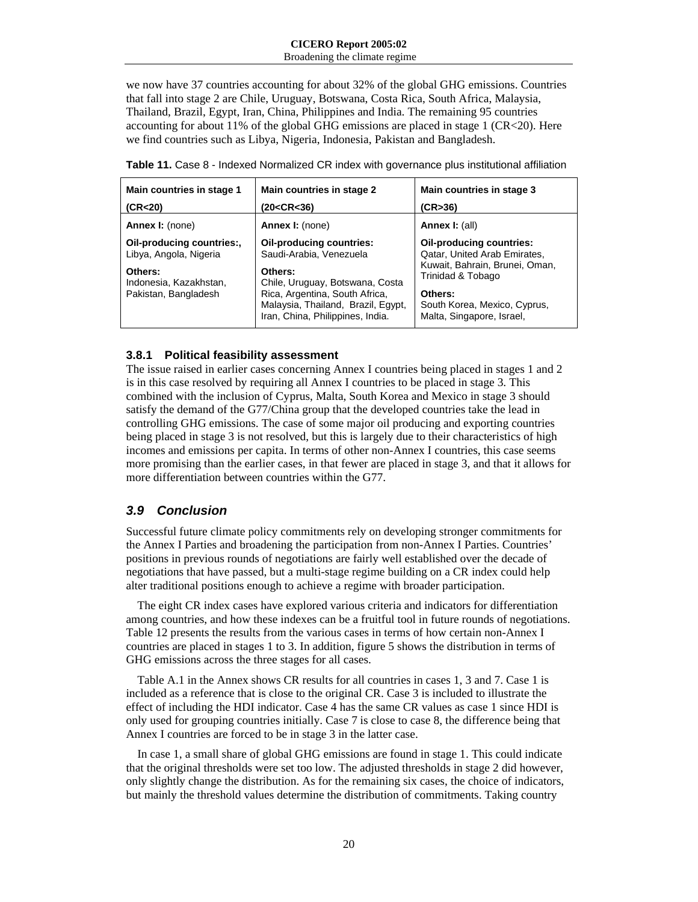we now have 37 countries accounting for about 32% of the global GHG emissions. Countries that fall into stage 2 are Chile, Uruguay, Botswana, Costa Rica, South Africa, Malaysia, Thailand, Brazil, Egypt, Iran, China, Philippines and India. The remaining 95 countries accounting for about 11% of the global GHG emissions are placed in stage 1 (CR<20). Here we find countries such as Libya, Nigeria, Indonesia, Pakistan and Bangladesh.

**Table 11.** Case 8 - Indexed Normalized CR index with governance plus institutional affiliation

| Main countries in stage 1 (CR<20) | Main countries in stage 2 (20<CR<36) | Main countries in stage 3 (CR>36) |
|---|---|---|
| **Annex I:** (none)<br>**Oil-producing countries:**, Libya, Angola, Nigeria<br>**Others:** Indonesia, Kazakhstan, Pakistan, Bangladesh | **Annex I:** (none)<br>**Oil-producing countries:** Saudi-Arabia, Venezuela<br>**Others:** Chile, Uruguay, Botswana, Costa Rica, Argentina, South Africa, Malaysia, Thailand, Brazil, Egypt, Iran, China, Philippines, India. | **Annex I:** (all)<br>**Oil-producing countries:** Qatar, United Arab Emirates, Kuwait, Bahrain, Brunei, Oman, Trinidad & Tobago<br>**Others:** South Korea, Mexico, Cyprus, Malta, Singapore, Israel, |

### 3.8.1 Political feasibility assessment

The issue raised in earlier cases concerning Annex I countries being placed in stages 1 and 2 is in this case resolved by requiring all Annex I countries to be placed in stage 3. This combined with the inclusion of Cyprus, Malta, South Korea and Mexico in stage 3 should satisfy the demand of the G77/China group that the developed countries take the lead in controlling GHG emissions. The case of some major oil producing and exporting countries being placed in stage 3 is not resolved, but this is largely due to their characteristics of high incomes and emissions per capita. In terms of other non-Annex I countries, this case seems more promising than the earlier cases, in that fewer are placed in stage 3, and that it allows for more differentiation between countries within the G77.

## *3.9 Conclusion*

Successful future climate policy commitments rely on developing stronger commitments for the Annex I Parties and broadening the participation from non-Annex I Parties. Countries' positions in previous rounds of negotiations are fairly well established over the decade of negotiations that have passed, but a multi-stage regime building on a CR index could help alter traditional positions enough to achieve a regime with broader participation.

The eight CR index cases have explored various criteria and indicators for differentiation among countries, and how these indexes can be a fruitful tool in future rounds of negotiations. Table 12 presents the results from the various cases in terms of how certain non-Annex I countries are placed in stages 1 to 3. In addition, figure 5 shows the distribution in terms of GHG emissions across the three stages for all cases.

Table A.1 in the Annex shows CR results for all countries in cases 1, 3 and 7. Case 1 is included as a reference that is close to the original CR. Case 3 is included to illustrate the effect of including the HDI indicator. Case 4 has the same CR values as case 1 since HDI is only used for grouping countries initially. Case 7 is close to case 8, the difference being that Annex I countries are forced to be in stage 3 in the latter case.

In case 1, a small share of global GHG emissions are found in stage 1. This could indicate that the original thresholds were set too low. The adjusted thresholds in stage 2 did however, only slightly change the distribution. As for the remaining six cases, the choice of indicators, but mainly the threshold values determine the distribution of commitments. Taking country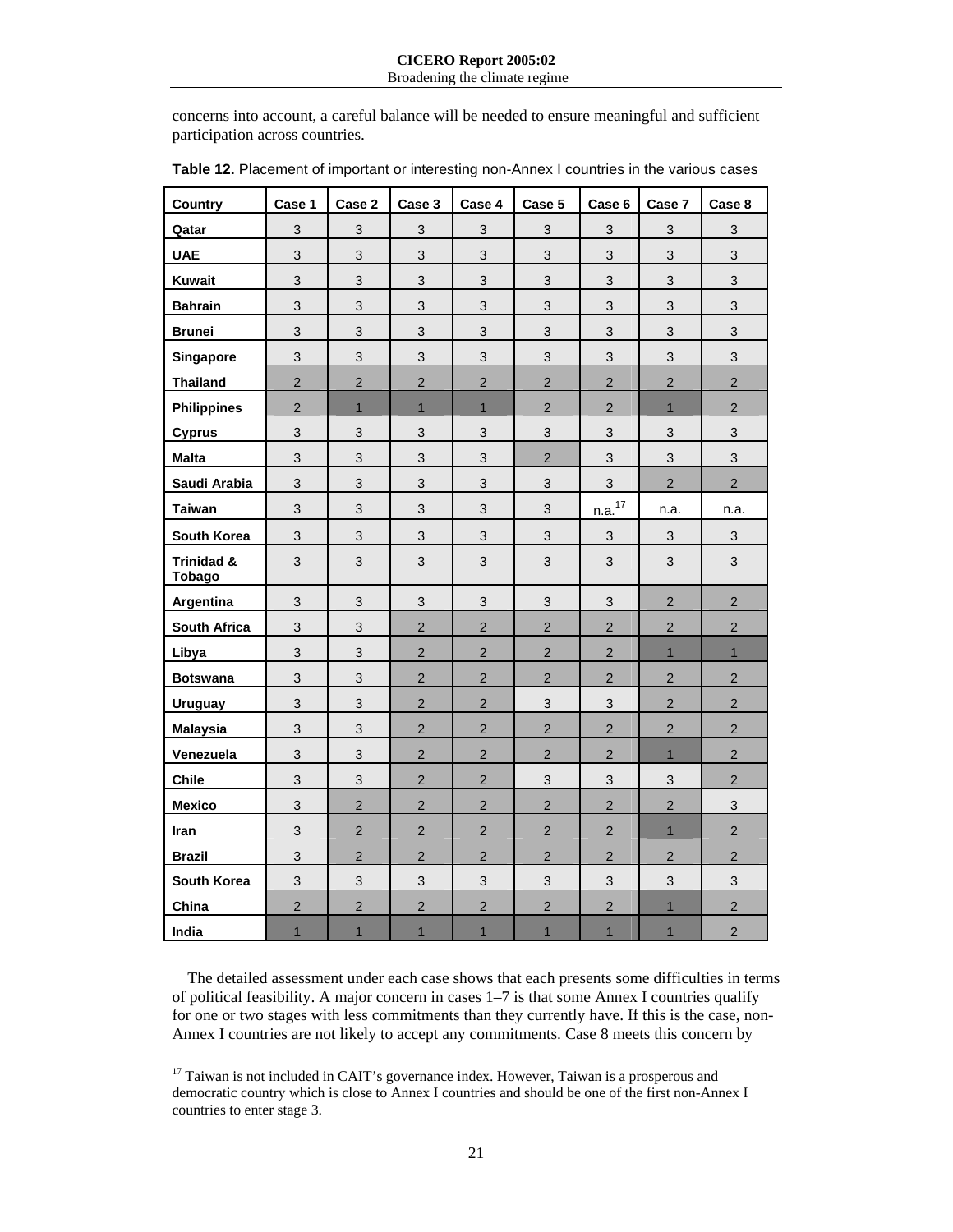concerns into account, a careful balance will be needed to ensure meaningful and sufficient participation across countries.

**Table 12.** Placement of important or interesting non-Annex I countries in the various cases

| Country | Case 1 | Case 2 | Case 3 | Case 4 | Case 5 | Case 6 | Case 7 | Case 8 |
|---|---|---|---|---|---|---|---|---|
| **Qatar** | 3 | 3 | 3 | 3 | 3 | 3 | 3 | 3 |
| **UAE** | 3 | 3 | 3 | 3 | 3 | 3 | 3 | 3 |
| **Kuwait** | 3 | 3 | 3 | 3 | 3 | 3 | 3 | 3 |
| **Bahrain** | 3 | 3 | 3 | 3 | 3 | 3 | 3 | 3 |
| **Brunei** | 3 | 3 | 3 | 3 | 3 | 3 | 3 | 3 |
| **Singapore** | 3 | 3 | 3 | 3 | 3 | 3 | 3 | 3 |
| **Thailand** | 2 | 2 | 2 | 2 | 2 | 2 | 2 | 2 |
| **Philippines** | 2 | 1 | 1 | 1 | 2 | 2 | 1 | 2 |
| **Cyprus** | 3 | 3 | 3 | 3 | 3 | 3 | 3 | 3 |
| **Malta** | 3 | 3 | 3 | 3 | 2 | 3 | 3 | 3 |
| **Saudi Arabia** | 3 | 3 | 3 | 3 | 3 | 3 | 2 | 2 |
| **Taiwan** | 3 | 3 | 3 | 3 | 3 | n.a.[17] | n.a. | n.a. |
| **South Korea** | 3 | 3 | 3 | 3 | 3 | 3 | 3 | 3 |
| **Trinidad & Tobago** | 3 | 3 | 3 | 3 | 3 | 3 | 3 | 3 |
| **Argentina** | 3 | 3 | 3 | 3 | 3 | 3 | 2 | 2 |
| **South Africa** | 3 | 3 | 2 | 2 | 2 | 2 | 2 | 2 |
| **Libya** | 3 | 3 | 2 | 2 | 2 | 2 | 1 | 1 |
| **Botswana** | 3 | 3 | 2 | 2 | 2 | 2 | 2 | 2 |
| **Uruguay** | 3 | 3 | 2 | 2 | 3 | 3 | 2 | 2 |
| **Malaysia** | 3 | 3 | 2 | 2 | 2 | 2 | 2 | 2 |
| **Venezuela** | 3 | 3 | 2 | 2 | 2 | 2 | 1 | 2 |
| **Chile** | 3 | 3 | 2 | 2 | 3 | 3 | 3 | 2 |
| **Mexico** | 3 | 2 | 2 | 2 | 2 | 2 | 2 | 3 |
| **Iran** | 3 | 2 | 2 | 2 | 2 | 2 | 1 | 2 |
| **Brazil** | 3 | 2 | 2 | 2 | 2 | 2 | 2 | 2 |
| **South Korea** | 3 | 3 | 3 | 3 | 3 | 3 | 3 | 3 |
| **China** | 2 | 2 | 2 | 2 | 2 | 2 | 1 | 2 |
| **India** | 1 | 1 | 1 | 1 | 1 | 1 | 1 | 2 |

The detailed assessment under each case shows that each presents some difficulties in terms of political feasibility. A major concern in cases 1–7 is that some Annex I countries qualify for one or two stages with less commitments than they currently have. If this is the case, non-Annex I countries are not likely to accept any commitments. Case 8 meets this concern by

[17] Taiwan is not included in CAIT's governance index. However, Taiwan is a prosperous and democratic country which is close to Annex I countries and should be one of the first non-Annex I countries to enter stage 3.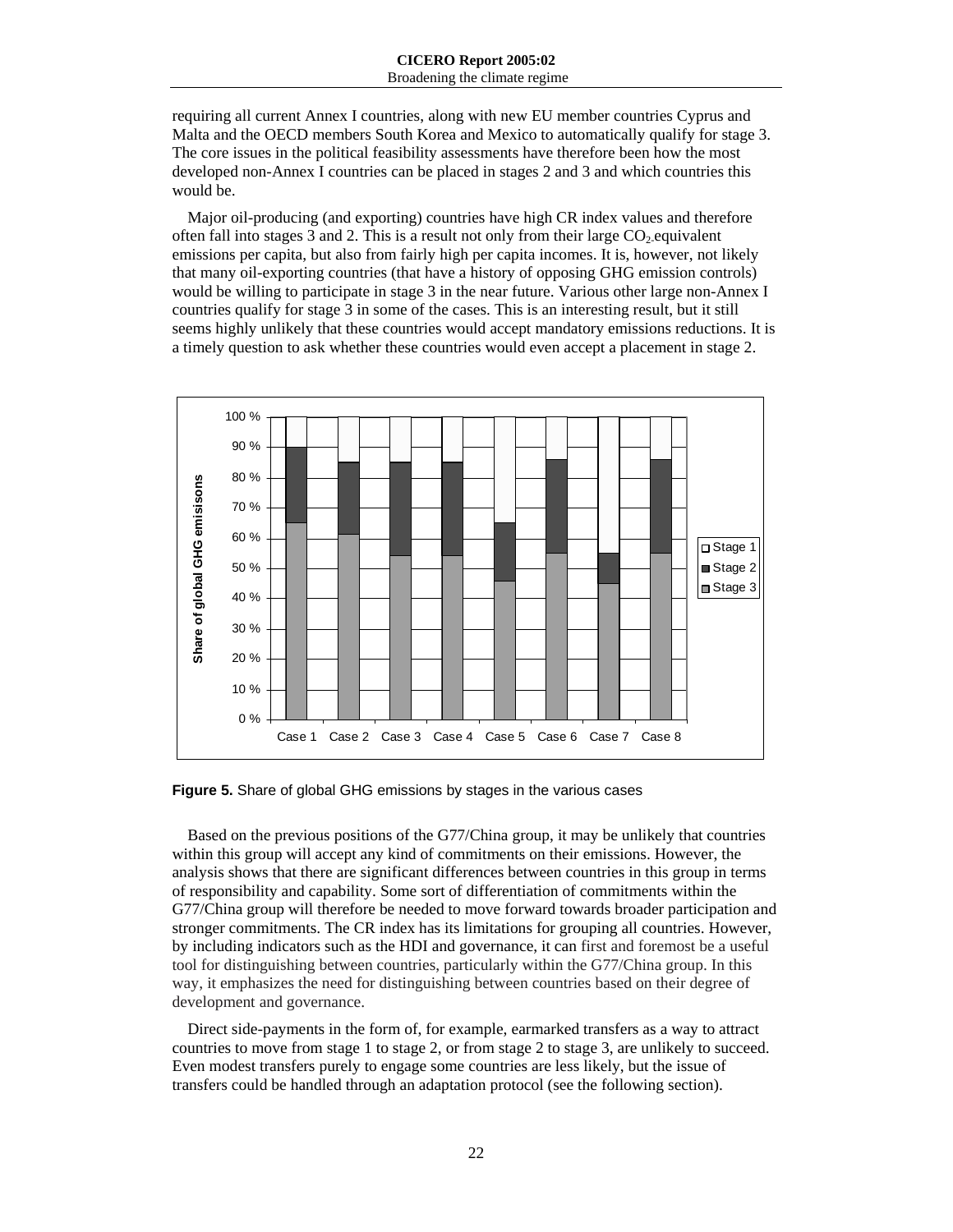requiring all current Annex I countries, along with new EU member countries Cyprus and Malta and the OECD members South Korea and Mexico to automatically qualify for stage 3. The core issues in the political feasibility assessments have therefore been how the most developed non-Annex I countries can be placed in stages 2 and 3 and which countries this would be.

Major oil-producing (and exporting) countries have high CR index values and therefore often fall into stages 3 and 2. This is a result not only from their large $CO_2$-equivalent emissions per capita, but also from fairly high per capita incomes. It is, however, not likely that many oil-exporting countries (that have a history of opposing GHG emission controls) would be willing to participate in stage 3 in the near future. Various other large non-Annex I countries qualify for stage 3 in some of the cases. This is an interesting result, but it still seems highly unlikely that these countries would accept mandatory emissions reductions. It is a timely question to ask whether these countries would even accept a placement in stage 2.

**Figure 5.** Share of global GHG emissions by stages in the various cases

Based on the previous positions of the G77/China group, it may be unlikely that countries within this group will accept any kind of commitments on their emissions. However, the analysis shows that there are significant differences between countries in this group in terms of responsibility and capability. Some sort of differentiation of commitments within the G77/China group will therefore be needed to move forward towards broader participation and stronger commitments. The CR index has its limitations for grouping all countries. However, by including indicators such as the HDI and governance, it can first and foremost be a useful tool for distinguishing between countries, particularly within the G77/China group. In this way, it emphasizes the need for distinguishing between countries based on their degree of development and governance.

Direct side-payments in the form of, for example, earmarked transfers as a way to attract countries to move from stage 1 to stage 2, or from stage 2 to stage 3, are unlikely to succeed. Even modest transfers purely to engage some countries are less likely, but the issue of transfers could be handled through an adaptation protocol (see the following section).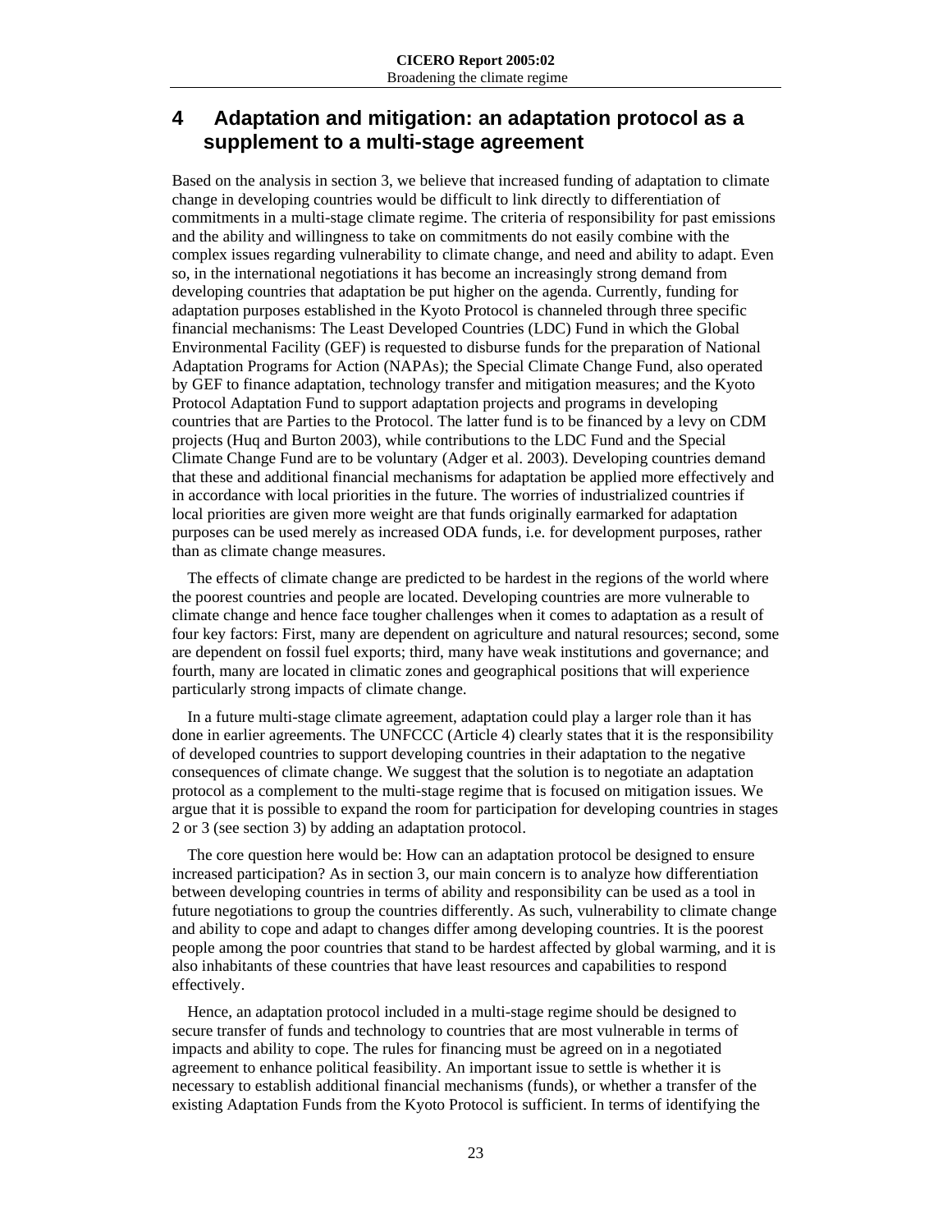# 4 Adaptation and mitigation: an adaptation protocol as a supplement to a multi-stage agreement

Based on the analysis in section 3, we believe that increased funding of adaptation to climate change in developing countries would be difficult to link directly to differentiation of commitments in a multi-stage climate regime. The criteria of responsibility for past emissions and the ability and willingness to take on commitments do not easily combine with the complex issues regarding vulnerability to climate change, and need and ability to adapt. Even so, in the international negotiations it has become an increasingly strong demand from developing countries that adaptation be put higher on the agenda. Currently, funding for adaptation purposes established in the Kyoto Protocol is channeled through three specific financial mechanisms: The Least Developed Countries (LDC) Fund in which the Global Environmental Facility (GEF) is requested to disburse funds for the preparation of National Adaptation Programs for Action (NAPAs); the Special Climate Change Fund, also operated by GEF to finance adaptation, technology transfer and mitigation measures; and the Kyoto Protocol Adaptation Fund to support adaptation projects and programs in developing countries that are Parties to the Protocol. The latter fund is to be financed by a levy on CDM projects (Huq and Burton 2003), while contributions to the LDC Fund and the Special Climate Change Fund are to be voluntary (Adger et al. 2003). Developing countries demand that these and additional financial mechanisms for adaptation be applied more effectively and in accordance with local priorities in the future. The worries of industrialized countries if local priorities are given more weight are that funds originally earmarked for adaptation purposes can be used merely as increased ODA funds, i.e. for development purposes, rather than as climate change measures.

The effects of climate change are predicted to be hardest in the regions of the world where the poorest countries and people are located. Developing countries are more vulnerable to climate change and hence face tougher challenges when it comes to adaptation as a result of four key factors: First, many are dependent on agriculture and natural resources; second, some are dependent on fossil fuel exports; third, many have weak institutions and governance; and fourth, many are located in climatic zones and geographical positions that will experience particularly strong impacts of climate change.

In a future multi-stage climate agreement, adaptation could play a larger role than it has done in earlier agreements. The UNFCCC (Article 4) clearly states that it is the responsibility of developed countries to support developing countries in their adaptation to the negative consequences of climate change. We suggest that the solution is to negotiate an adaptation protocol as a complement to the multi-stage regime that is focused on mitigation issues. We argue that it is possible to expand the room for participation for developing countries in stages 2 or 3 (see section 3) by adding an adaptation protocol.

The core question here would be: How can an adaptation protocol be designed to ensure increased participation? As in section 3, our main concern is to analyze how differentiation between developing countries in terms of ability and responsibility can be used as a tool in future negotiations to group the countries differently. As such, vulnerability to climate change and ability to cope and adapt to changes differ among developing countries. It is the poorest people among the poor countries that stand to be hardest affected by global warming, and it is also inhabitants of these countries that have least resources and capabilities to respond effectively.

Hence, an adaptation protocol included in a multi-stage regime should be designed to secure transfer of funds and technology to countries that are most vulnerable in terms of impacts and ability to cope. The rules for financing must be agreed on in a negotiated agreement to enhance political feasibility. An important issue to settle is whether it is necessary to establish additional financial mechanisms (funds), or whether a transfer of the existing Adaptation Funds from the Kyoto Protocol is sufficient. In terms of identifying the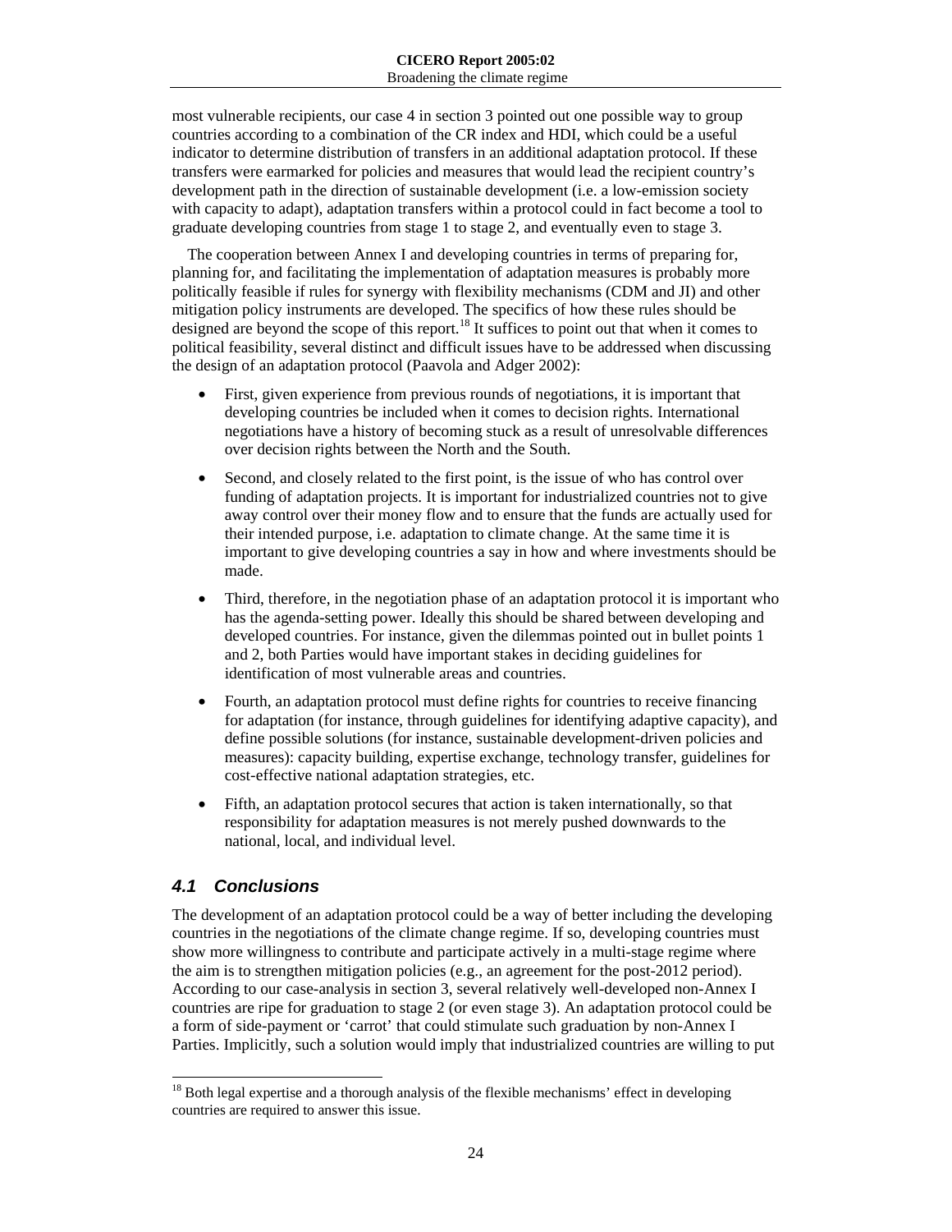most vulnerable recipients, our case 4 in section 3 pointed out one possible way to group countries according to a combination of the CR index and HDI, which could be a useful indicator to determine distribution of transfers in an additional adaptation protocol. If these transfers were earmarked for policies and measures that would lead the recipient country's development path in the direction of sustainable development (i.e. a low-emission society with capacity to adapt), adaptation transfers within a protocol could in fact become a tool to graduate developing countries from stage 1 to stage 2, and eventually even to stage 3.

The cooperation between Annex I and developing countries in terms of preparing for, planning for, and facilitating the implementation of adaptation measures is probably more politically feasible if rules for synergy with flexibility mechanisms (CDM and JI) and other mitigation policy instruments are developed. The specifics of how these rules should be designed are beyond the scope of this report.[18] It suffices to point out that when it comes to political feasibility, several distinct and difficult issues have to be addressed when discussing the design of an adaptation protocol (Paavola and Adger 2002):

- First, given experience from previous rounds of negotiations, it is important that developing countries be included when it comes to decision rights. International negotiations have a history of becoming stuck as a result of unresolvable differences over decision rights between the North and the South.
- Second, and closely related to the first point, is the issue of who has control over funding of adaptation projects. It is important for industrialized countries not to give away control over their money flow and to ensure that the funds are actually used for their intended purpose, i.e. adaptation to climate change. At the same time it is important to give developing countries a say in how and where investments should be made.
- Third, therefore, in the negotiation phase of an adaptation protocol it is important who has the agenda-setting power. Ideally this should be shared between developing and developed countries. For instance, given the dilemmas pointed out in bullet points 1 and 2, both Parties would have important stakes in deciding guidelines for identification of most vulnerable areas and countries.
- Fourth, an adaptation protocol must define rights for countries to receive financing for adaptation (for instance, through guidelines for identifying adaptive capacity), and define possible solutions (for instance, sustainable development-driven policies and measures): capacity building, expertise exchange, technology transfer, guidelines for cost-effective national adaptation strategies, etc.
- Fifth, an adaptation protocol secures that action is taken internationally, so that responsibility for adaptation measures is not merely pushed downwards to the national, local, and individual level.

## *4.1 Conclusions*

The development of an adaptation protocol could be a way of better including the developing countries in the negotiations of the climate change regime. If so, developing countries must show more willingness to contribute and participate actively in a multi-stage regime where the aim is to strengthen mitigation policies (e.g., an agreement for the post-2012 period). According to our case-analysis in section 3, several relatively well-developed non-Annex I countries are ripe for graduation to stage 2 (or even stage 3). An adaptation protocol could be a form of side-payment or 'carrot' that could stimulate such graduation by non-Annex I Parties. Implicitly, such a solution would imply that industrialized countries are willing to put

[18] Both legal expertise and a thorough analysis of the flexible mechanisms' effect in developing countries are required to answer this issue.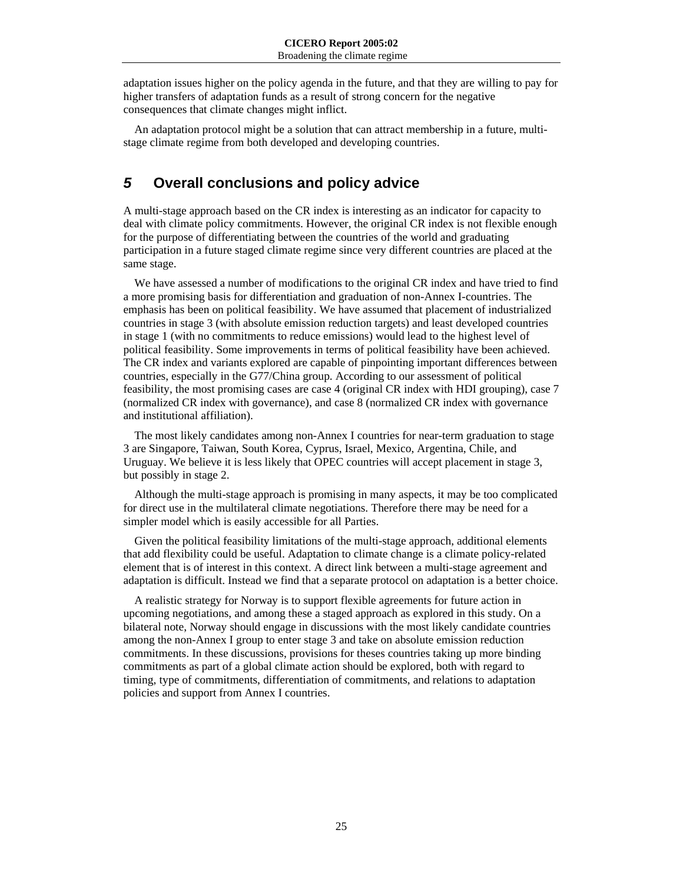adaptation issues higher on the policy agenda in the future, and that they are willing to pay for higher transfers of adaptation funds as a result of strong concern for the negative consequences that climate changes might inflict.

An adaptation protocol might be a solution that can attract membership in a future, multi-stage climate regime from both developed and developing countries.

# *5* Overall conclusions and policy advice

A multi-stage approach based on the CR index is interesting as an indicator for capacity to deal with climate policy commitments. However, the original CR index is not flexible enough for the purpose of differentiating between the countries of the world and graduating participation in a future staged climate regime since very different countries are placed at the same stage.

We have assessed a number of modifications to the original CR index and have tried to find a more promising basis for differentiation and graduation of non-Annex I-countries. The emphasis has been on political feasibility. We have assumed that placement of industrialized countries in stage 3 (with absolute emission reduction targets) and least developed countries in stage 1 (with no commitments to reduce emissions) would lead to the highest level of political feasibility. Some improvements in terms of political feasibility have been achieved. The CR index and variants explored are capable of pinpointing important differences between countries, especially in the G77/China group. According to our assessment of political feasibility, the most promising cases are case 4 (original CR index with HDI grouping), case 7 (normalized CR index with governance), and case 8 (normalized CR index with governance and institutional affiliation).

The most likely candidates among non-Annex I countries for near-term graduation to stage 3 are Singapore, Taiwan, South Korea, Cyprus, Israel, Mexico, Argentina, Chile, and Uruguay. We believe it is less likely that OPEC countries will accept placement in stage 3, but possibly in stage 2.

Although the multi-stage approach is promising in many aspects, it may be too complicated for direct use in the multilateral climate negotiations. Therefore there may be need for a simpler model which is easily accessible for all Parties.

Given the political feasibility limitations of the multi-stage approach, additional elements that add flexibility could be useful. Adaptation to climate change is a climate policy-related element that is of interest in this context. A direct link between a multi-stage agreement and adaptation is difficult. Instead we find that a separate protocol on adaptation is a better choice.

A realistic strategy for Norway is to support flexible agreements for future action in upcoming negotiations, and among these a staged approach as explored in this study. On a bilateral note, Norway should engage in discussions with the most likely candidate countries among the non-Annex I group to enter stage 3 and take on absolute emission reduction commitments. In these discussions, provisions for theses countries taking up more binding commitments as part of a global climate action should be explored, both with regard to timing, type of commitments, differentiation of commitments, and relations to adaptation policies and support from Annex I countries.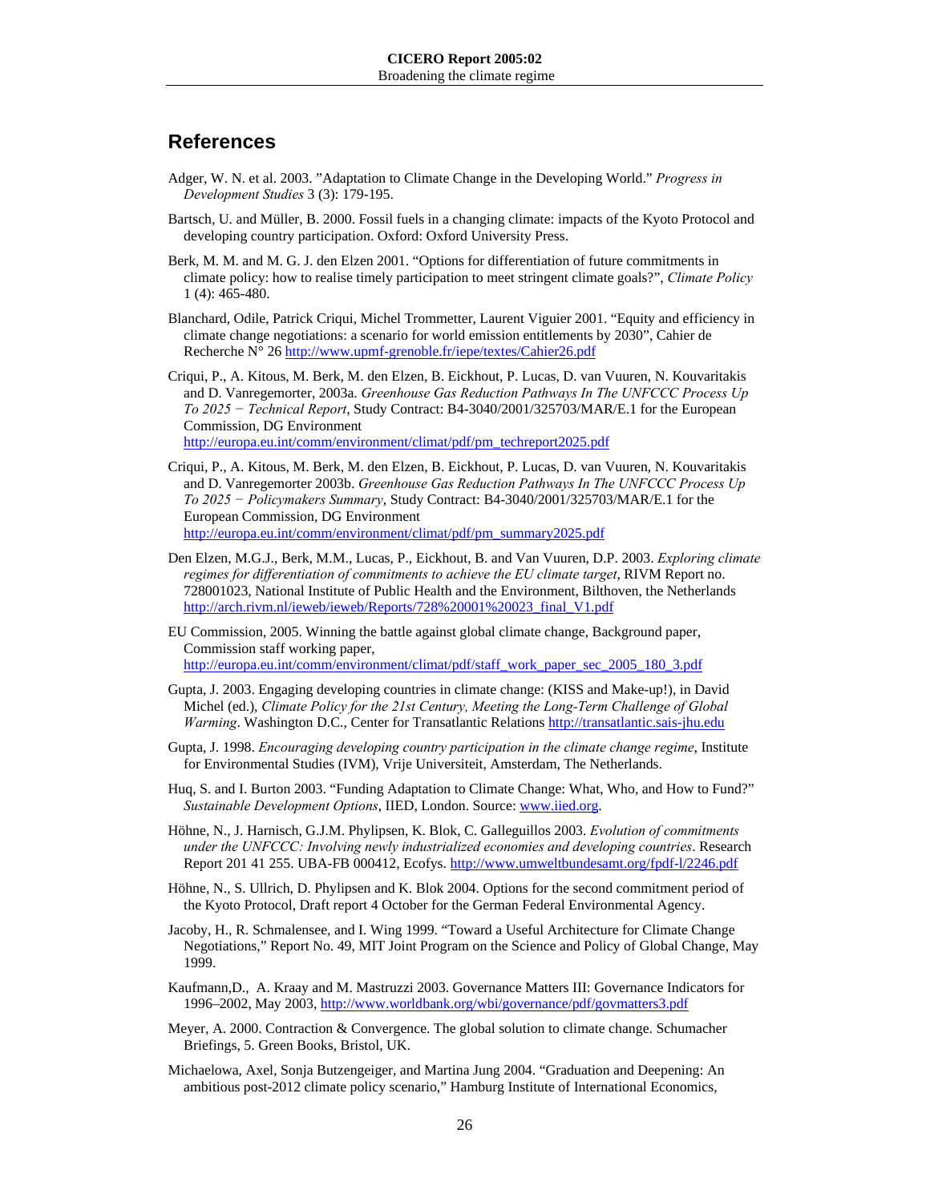## References

Adger, W. N. et al. 2003. "Adaptation to Climate Change in the Developing World." *Progress in Development Studies* 3 (3): 179-195.

Bartsch, U. and Müller, B. 2000. Fossil fuels in a changing climate: impacts of the Kyoto Protocol and developing country participation. Oxford: Oxford University Press.

Berk, M. M. and M. G. J. den Elzen 2001. "Options for differentiation of future commitments in climate policy: how to realise timely participation to meet stringent climate goals?", *Climate Policy* 1 (4): 465-480.

Blanchard, Odile, Patrick Criqui, Michel Trommetter, Laurent Viguier 2001. "Equity and efficiency in climate change negotiations: a scenario for world emission entitlements by 2030", Cahier de Recherche N° 26 http://www.upmf-grenoble.fr/iepe/textes/Cahier26.pdf

Criqui, P., A. Kitous, M. Berk, M. den Elzen, B. Eickhout, P. Lucas, D. van Vuuren, N. Kouvaritakis and D. Vanregemorter, 2003a. *Greenhouse Gas Reduction Pathways In The UNFCCC Process Up To 2025 − Technical Report*, Study Contract: B4-3040/2001/325703/MAR/E.1 for the European Commission, DG Environment http://europa.eu.int/comm/environment/climat/pdf/pm_techreport2025.pdf

Criqui, P., A. Kitous, M. Berk, M. den Elzen, B. Eickhout, P. Lucas, D. van Vuuren, N. Kouvaritakis and D. Vanregemorter 2003b. *Greenhouse Gas Reduction Pathways In The UNFCCC Process Up To 2025 − Policymakers Summary*, Study Contract: B4-3040/2001/325703/MAR/E.1 for the European Commission, DG Environment http://europa.eu.int/comm/environment/climat/pdf/pm_summary2025.pdf

Den Elzen, M.G.J., Berk, M.M., Lucas, P., Eickhout, B. and Van Vuuren, D.P. 2003. *Exploring climate regimes for differentiation of commitments to achieve the EU climate target*, RIVM Report no. 728001023, National Institute of Public Health and the Environment, Bilthoven, the Netherlands http://arch.rivm.nl/ieweb/ieweb/Reports/728%20001%20023_final_V1.pdf

EU Commission, 2005. Winning the battle against global climate change, Background paper, Commission staff working paper, http://europa.eu.int/comm/environment/climat/pdf/staff_work_paper_sec_2005_180_3.pdf

Gupta, J. 2003. Engaging developing countries in climate change: (KISS and Make-up!), in David Michel (ed.), *Climate Policy for the 21st Century, Meeting the Long-Term Challenge of Global Warming*. Washington D.C., Center for Transatlantic Relations http://transatlantic.sais-jhu.edu

Gupta, J. 1998. *Encouraging developing country participation in the climate change regime*, Institute for Environmental Studies (IVM), Vrije Universiteit, Amsterdam, The Netherlands.

Huq, S. and I. Burton 2003. "Funding Adaptation to Climate Change: What, Who, and How to Fund?" *Sustainable Development Options*, IIED, London. Source: www.iied.org.

Höhne, N., J. Harnisch, G.J.M. Phylipsen, K. Blok, C. Galleguillos 2003. *Evolution of commitments under the UNFCCC: Involving newly industrialized economies and developing countries*. Research Report 201 41 255. UBA-FB 000412, Ecofys. http://www.umweltbundesamt.org/fpdf-l/2246.pdf

Höhne, N., S. Ullrich, D. Phylipsen and K. Blok 2004. Options for the second commitment period of the Kyoto Protocol, Draft report 4 October for the German Federal Environmental Agency.

Jacoby, H., R. Schmalensee, and I. Wing 1999. "Toward a Useful Architecture for Climate Change Negotiations," Report No. 49, MIT Joint Program on the Science and Policy of Global Change, May 1999.

Kaufmann,D., A. Kraay and M. Mastruzzi 2003. Governance Matters III: Governance Indicators for 1996–2002, May 2003, http://www.worldbank.org/wbi/governance/pdf/govmatters3.pdf

Meyer, A. 2000. Contraction & Convergence. The global solution to climate change. Schumacher Briefings, 5. Green Books, Bristol, UK.

Michaelowa, Axel, Sonja Butzengeiger, and Martina Jung 2004. "Graduation and Deepening: An ambitious post-2012 climate policy scenario," Hamburg Institute of International Economics,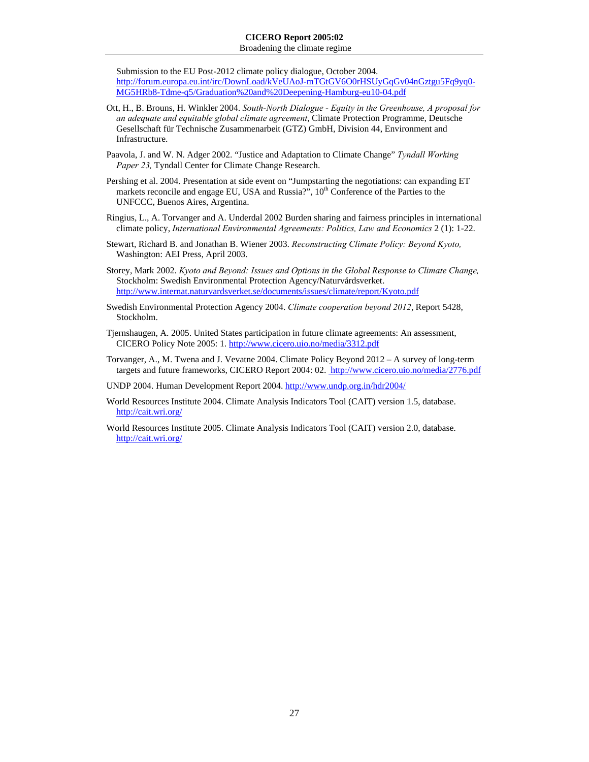Submission to the EU Post-2012 climate policy dialogue, October 2004. http://forum.europa.eu.int/irc/DownLoad/kVeUAoJ-mTGtGV6O0rHSUyGqGv04nGztgu5Fq9yq0-MG5HRb8-Tdme-q5/Graduation%20and%20Deepening-Hamburg-eu10-04.pdf

Ott, H., B. Brouns, H. Winkler 2004. *South-North Dialogue - Equity in the Greenhouse, A proposal for an adequate and equitable global climate agreement*, Climate Protection Programme, Deutsche Gesellschaft für Technische Zusammenarbeit (GTZ) GmbH, Division 44, Environment and Infrastructure.

Paavola, J. and W. N. Adger 2002. "Justice and Adaptation to Climate Change" *Tyndall Working Paper 23,* Tyndall Center for Climate Change Research.

Pershing et al. 2004. Presentation at side event on "Jumpstarting the negotiations: can expanding ET markets reconcile and engage EU, USA and Russia?", 10th Conference of the Parties to the UNFCCC, Buenos Aires, Argentina.

Ringius, L., A. Torvanger and A. Underdal 2002 Burden sharing and fairness principles in international climate policy, *International Environmental Agreements: Politics, Law and Economics* 2 (1): 1-22.

Stewart, Richard B. and Jonathan B. Wiener 2003. *Reconstructing Climate Policy: Beyond Kyoto,* Washington: AEI Press, April 2003.

Storey, Mark 2002. *Kyoto and Beyond: Issues and Options in the Global Response to Climate Change,* Stockholm: Swedish Environmental Protection Agency/Naturvårdsverket. http://www.internat.naturvardsverket.se/documents/issues/climate/report/Kyoto.pdf

Swedish Environmental Protection Agency 2004. *Climate cooperation beyond 2012*, Report 5428, Stockholm.

Tjernshaugen, A. 2005. United States participation in future climate agreements: An assessment, CICERO Policy Note 2005: 1. http://www.cicero.uio.no/media/3312.pdf

Torvanger, A., M. Twena and J. Vevatne 2004. Climate Policy Beyond 2012 – A survey of long-term targets and future frameworks, CICERO Report 2004: 02. http://www.cicero.uio.no/media/2776.pdf

UNDP 2004. Human Development Report 2004. http://www.undp.org.in/hdr2004/

World Resources Institute 2004. Climate Analysis Indicators Tool (CAIT) version 1.5, database. http://cait.wri.org/

World Resources Institute 2005. Climate Analysis Indicators Tool (CAIT) version 2.0, database. http://cait.wri.org/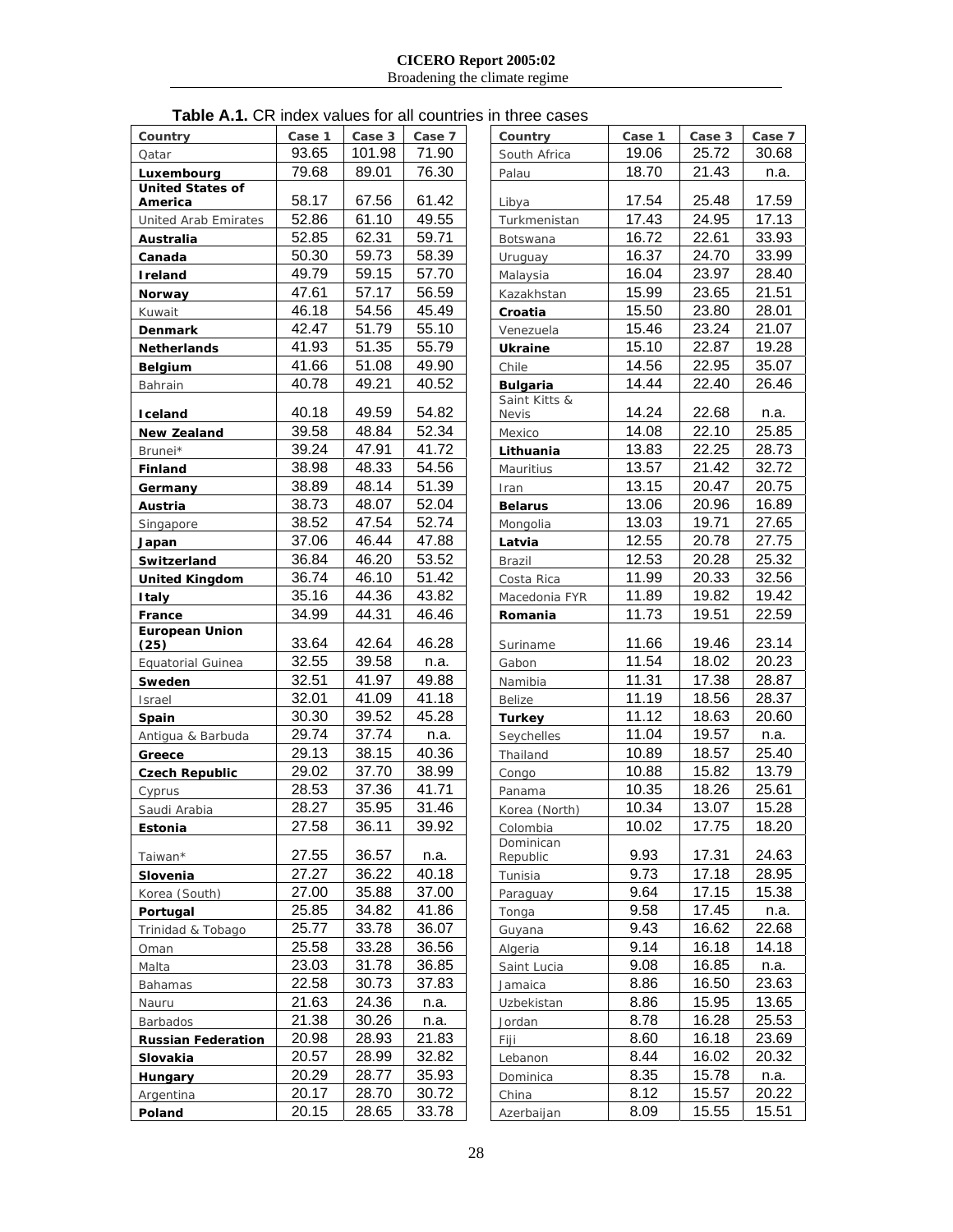**Table A.1.** CR index values for all countries in three cases

| Country | Case 1 | Case 3 | Case 7 |
|---|---|---|---|
| Qatar | 93.65 | 101.98 | 71.90 |
| **Luxembourg** | 79.68 | 89.01 | 76.30 |
| **United States of America** | 58.17 | 67.56 | 61.42 |
| United Arab Emirates | 52.86 | 61.10 | 49.55 |
| **Australia** | 52.85 | 62.31 | 59.71 |
| **Canada** | 50.30 | 59.73 | 58.39 |
| **Ireland** | 49.79 | 59.15 | 57.70 |
| **Norway** | 47.61 | 57.17 | 56.59 |
| Kuwait | 46.18 | 54.56 | 45.49 |
| **Denmark** | 42.47 | 51.79 | 55.10 |
| **Netherlands** | 41.93 | 51.35 | 55.79 |
| **Belgium** | 41.66 | 51.08 | 49.90 |
| Bahrain | 40.78 | 49.21 | 40.52 |
| **Iceland** | 40.18 | 49.59 | 54.82 |
| **New Zealand** | 39.58 | 48.84 | 52.34 |
| Brunei* | 39.24 | 47.91 | 41.72 |
| **Finland** | 38.98 | 48.33 | 54.56 |
| **Germany** | 38.89 | 48.14 | 51.39 |
| **Austria** | 38.73 | 48.07 | 52.04 |
| Singapore | 38.52 | 47.54 | 52.74 |
| **Japan** | 37.06 | 46.44 | 47.88 |
| **Switzerland** | 36.84 | 46.20 | 53.52 |
| **United Kingdom** | 36.74 | 46.10 | 51.42 |
| **Italy** | 35.16 | 44.36 | 43.82 |
| **France** | 34.99 | 44.31 | 46.46 |
| **European Union (25)** | 33.64 | 42.64 | 46.28 |
| Equatorial Guinea | 32.55 | 39.58 | n.a. |
| **Sweden** | 32.51 | 41.97 | 49.88 |
| Israel | 32.01 | 41.09 | 41.18 |
| **Spain** | 30.30 | 39.52 | 45.28 |
| Antigua & Barbuda | 29.74 | 37.74 | n.a. |
| **Greece** | 29.13 | 38.15 | 40.36 |
| **Czech Republic** | 29.02 | 37.70 | 38.99 |
| Cyprus | 28.53 | 37.36 | 41.71 |
| Saudi Arabia | 28.27 | 35.95 | 31.46 |
| **Estonia** | 27.58 | 36.11 | 39.92 |
| Taiwan* | 27.55 | 36.57 | n.a. |
| **Slovenia** | 27.27 | 36.22 | 40.18 |
| Korea (South) | 27.00 | 35.88 | 37.00 |
| **Portugal** | 25.85 | 34.82 | 41.86 |
| Trinidad & Tobago | 25.77 | 33.78 | 36.07 |
| Oman | 25.58 | 33.28 | 36.56 |
| Malta | 23.03 | 31.78 | 36.85 |
| Bahamas | 22.58 | 30.73 | 37.83 |
| Nauru | 21.63 | 24.36 | n.a. |
| Barbados | 21.38 | 30.26 | n.a. |
| **Russian Federation** | 20.98 | 28.93 | 21.83 |
| **Slovakia** | 20.57 | 28.99 | 32.82 |
| **Hungary** | 20.29 | 28.77 | 35.93 |
| Argentina | 20.17 | 28.70 | 30.72 |
| **Poland** | 20.15 | 28.65 | 33.78 |
| South Africa | 19.06 | 25.72 | 30.68 |
| Palau | 18.70 | 21.43 | n.a. |
| Libya | 17.54 | 25.48 | 17.59 |
| Turkmenistan | 17.43 | 24.95 | 17.13 |
| Botswana | 16.72 | 22.61 | 33.93 |
| Uruguay | 16.37 | 24.70 | 33.99 |
| Malaysia | 16.04 | 23.97 | 28.40 |
| Kazakhstan | 15.99 | 23.65 | 21.51 |
| **Croatia** | 15.50 | 23.80 | 28.01 |
| Venezuela | 15.46 | 23.24 | 21.07 |
| **Ukraine** | 15.10 | 22.87 | 19.28 |
| Chile | 14.56 | 22.95 | 35.07 |
| **Bulgaria** | 14.44 | 22.40 | 26.46 |
| Saint Kitts & Nevis | 14.24 | 22.68 | n.a. |
| Mexico | 14.08 | 22.10 | 25.85 |
| **Lithuania** | 13.83 | 22.25 | 28.73 |
| Mauritius | 13.57 | 21.42 | 32.72 |
| Iran | 13.15 | 20.47 | 20.75 |
| **Belarus** | 13.06 | 20.96 | 16.89 |
| Mongolia | 13.03 | 19.71 | 27.65 |
| **Latvia** | 12.55 | 20.78 | 27.75 |
| Brazil | 12.53 | 20.28 | 25.32 |
| Costa Rica | 11.99 | 20.33 | 32.56 |
| Macedonia FYR | 11.89 | 19.82 | 19.42 |
| **Romania** | 11.73 | 19.51 | 22.59 |
| Suriname | 11.66 | 19.46 | 23.14 |
| Gabon | 11.54 | 18.02 | 20.23 |
| Namibia | 11.31 | 17.38 | 28.87 |
| Belize | 11.19 | 18.56 | 28.37 |
| **Turkey** | 11.12 | 18.63 | 20.60 |
| Seychelles | 11.04 | 19.57 | n.a. |
| Thailand | 10.89 | 18.57 | 25.40 |
| Congo | 10.88 | 15.82 | 13.79 |
| Panama | 10.35 | 18.26 | 25.61 |
| Korea (North) | 10.34 | 13.07 | 15.28 |
| Colombia | 10.02 | 17.75 | 18.20 |
| Dominican Republic | 9.93 | 17.31 | 24.63 |
| Tunisia | 9.73 | 17.18 | 28.95 |
| Paraguay | 9.64 | 17.15 | 15.38 |
| Tonga | 9.58 | 17.45 | n.a. |
| Guyana | 9.43 | 16.62 | 22.68 |
| Algeria | 9.14 | 16.18 | 14.18 |
| Saint Lucia | 9.08 | 16.85 | n.a. |
| Jamaica | 8.86 | 16.50 | 23.63 |
| Uzbekistan | 8.86 | 15.95 | 13.65 |
| Jordan | 8.78 | 16.28 | 25.53 |
| Fiji | 8.60 | 16.18 | 23.69 |
| Lebanon | 8.44 | 16.02 | 20.32 |
| Dominica | 8.35 | 15.78 | n.a. |
| China | 8.12 | 15.57 | 20.22 |
| Azerbaijan | 8.09 | 15.55 | 15.51 |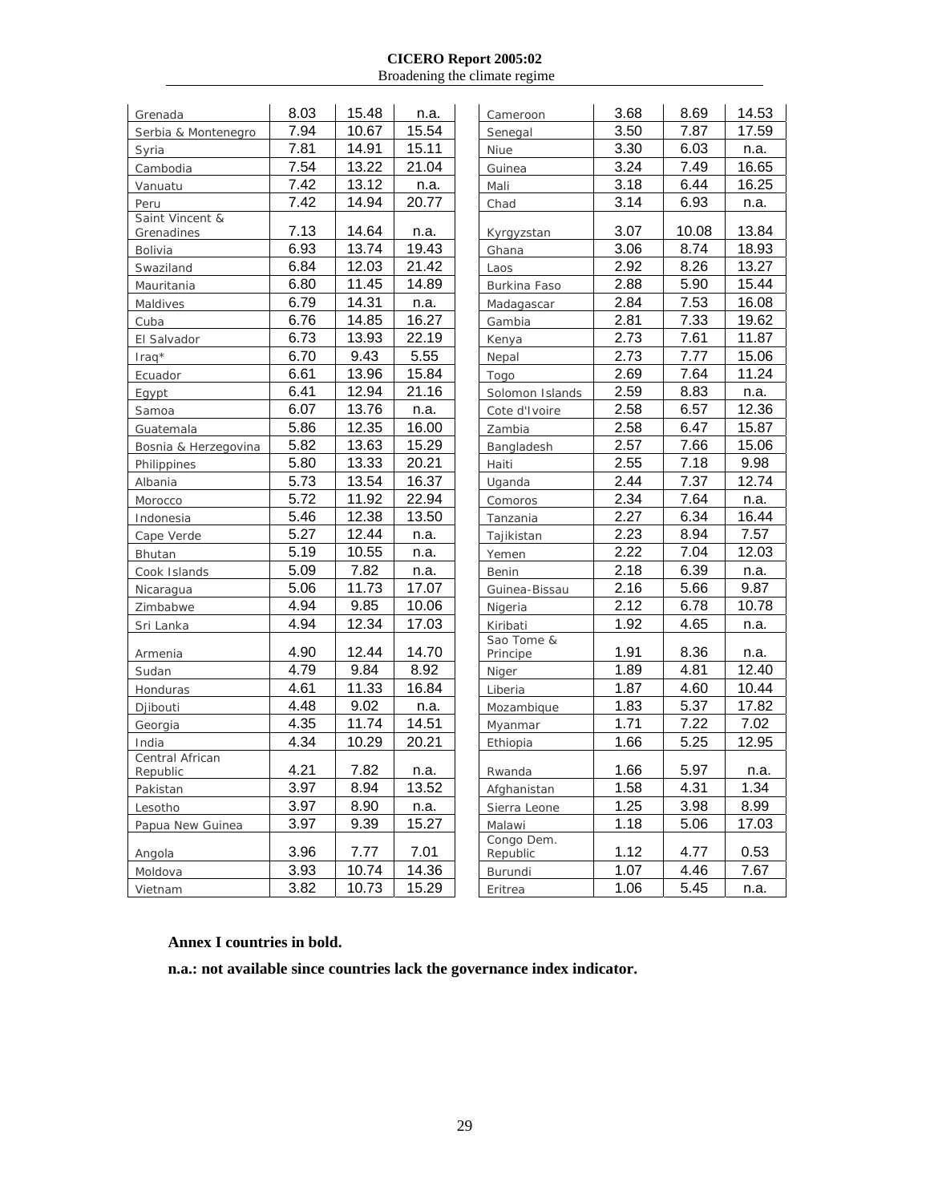| | | | |
|---|---|---|---|
| Grenada | 8.03 | 15.48 | n.a. |
| Serbia & Montenegro | 7.94 | 10.67 | 15.54 |
| Syria | 7.81 | 14.91 | 15.11 |
| Cambodia | 7.54 | 13.22 | 21.04 |
| Vanuatu | 7.42 | 13.12 | n.a. |
| Peru | 7.42 | 14.94 | 20.77 |
| Saint Vincent & Grenadines | 7.13 | 14.64 | n.a. |
| Bolivia | 6.93 | 13.74 | 19.43 |
| Swaziland | 6.84 | 12.03 | 21.42 |
| Mauritania | 6.80 | 11.45 | 14.89 |
| Maldives | 6.79 | 14.31 | n.a. |
| Cuba | 6.76 | 14.85 | 16.27 |
| El Salvador | 6.73 | 13.93 | 22.19 |
| Iraq* | 6.70 | 9.43 | 5.55 |
| Ecuador | 6.61 | 13.96 | 15.84 |
| Egypt | 6.41 | 12.94 | 21.16 |
| Samoa | 6.07 | 13.76 | n.a. |
| Guatemala | 5.86 | 12.35 | 16.00 |
| Bosnia & Herzegovina | 5.82 | 13.63 | 15.29 |
| Philippines | 5.80 | 13.33 | 20.21 |
| Albania | 5.73 | 13.54 | 16.37 |
| Morocco | 5.72 | 11.92 | 22.94 |
| Indonesia | 5.46 | 12.38 | 13.50 |
| Cape Verde | 5.27 | 12.44 | n.a. |
| Bhutan | 5.19 | 10.55 | n.a. |
| Cook Islands | 5.09 | 7.82 | n.a. |
| Nicaragua | 5.06 | 11.73 | 17.07 |
| Zimbabwe | 4.94 | 9.85 | 10.06 |
| Sri Lanka | 4.94 | 12.34 | 17.03 |
| Armenia | 4.90 | 12.44 | 14.70 |
| Sudan | 4.79 | 9.84 | 8.92 |
| Honduras | 4.61 | 11.33 | 16.84 |
| Djibouti | 4.48 | 9.02 | n.a. |
| Georgia | 4.35 | 11.74 | 14.51 |
| India | 4.34 | 10.29 | 20.21 |
| Central African Republic | 4.21 | 7.82 | n.a. |
| Pakistan | 3.97 | 8.94 | 13.52 |
| Lesotho | 3.97 | 8.90 | n.a. |
| Papua New Guinea | 3.97 | 9.39 | 15.27 |
| Angola | 3.96 | 7.77 | 7.01 |
| Moldova | 3.93 | 10.74 | 14.36 |
| Vietnam | 3.82 | 10.73 | 15.29 |
| Cameroon | 3.68 | 8.69 | 14.53 |
| Senegal | 3.50 | 7.87 | 17.59 |
| Niue | 3.30 | 6.03 | n.a. |
| Guinea | 3.24 | 7.49 | 16.65 |
| Mali | 3.18 | 6.44 | 16.25 |
| Chad | 3.14 | 6.93 | n.a. |
| Kyrgyzstan | 3.07 | 10.08 | 13.84 |
| Ghana | 3.06 | 8.74 | 18.93 |
| Laos | 2.92 | 8.26 | 13.27 |
| Burkina Faso | 2.88 | 5.90 | 15.44 |
| Madagascar | 2.84 | 7.53 | 16.08 |
| Gambia | 2.81 | 7.33 | 19.62 |
| Kenya | 2.73 | 7.61 | 11.87 |
| Nepal | 2.73 | 7.77 | 15.06 |
| Togo | 2.69 | 7.64 | 11.24 |
| Solomon Islands | 2.59 | 8.83 | n.a. |
| Cote d'Ivoire | 2.58 | 6.57 | 12.36 |
| Zambia | 2.58 | 6.47 | 15.87 |
| Bangladesh | 2.57 | 7.66 | 15.06 |
| Haiti | 2.55 | 7.18 | 9.98 |
| Uganda | 2.44 | 7.37 | 12.74 |
| Comoros | 2.34 | 7.64 | n.a. |
| Tanzania | 2.27 | 6.34 | 16.44 |
| Tajikistan | 2.23 | 8.94 | 7.57 |
| Yemen | 2.22 | 7.04 | 12.03 |
| Benin | 2.18 | 6.39 | n.a. |
| Guinea-Bissau | 2.16 | 5.66 | 9.87 |
| Nigeria | 2.12 | 6.78 | 10.78 |
| Kiribati | 1.92 | 4.65 | n.a. |
| Sao Tome & Principe | 1.91 | 8.36 | n.a. |
| Niger | 1.89 | 4.81 | 12.40 |
| Liberia | 1.87 | 4.60 | 10.44 |
| Mozambique | 1.83 | 5.37 | 17.82 |
| Myanmar | 1.71 | 7.22 | 7.02 |
| Ethiopia | 1.66 | 5.25 | 12.95 |
| Rwanda | 1.66 | 5.97 | n.a. |
| Afghanistan | 1.58 | 4.31 | 1.34 |
| Sierra Leone | 1.25 | 3.98 | 8.99 |
| Malawi | 1.18 | 5.06 | 17.03 |
| Congo Dem. Republic | 1.12 | 4.77 | 0.53 |
| Burundi | 1.07 | 4.46 | 7.67 |
| Eritrea | 1.06 | 5.45 | n.a. |

**Annex I countries in bold.**

**n.a.: not available since countries lack the governance index indicator.**